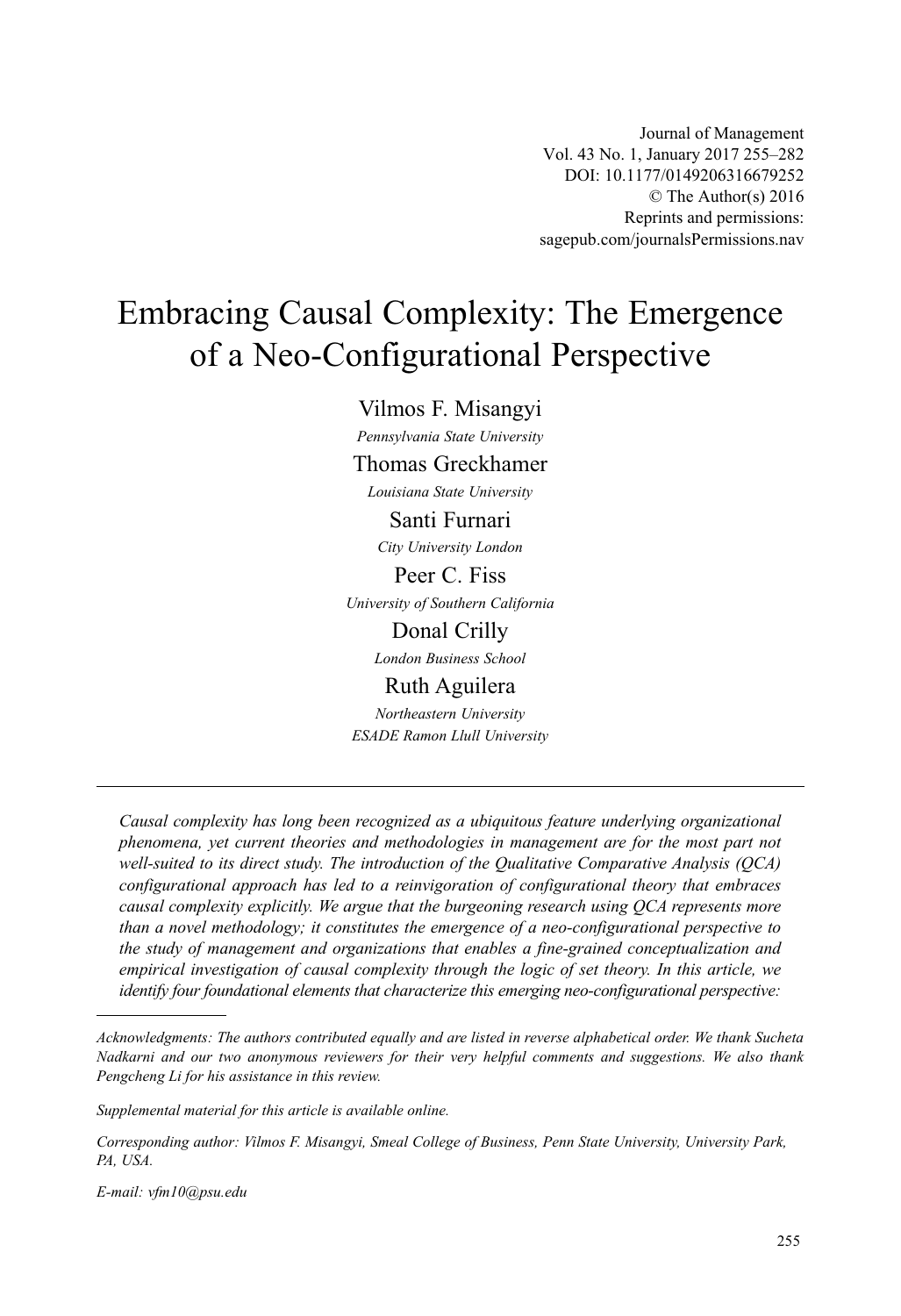# Embracing Causal Complexity: The Emergence of a Neo-Configurational Perspective

Vilmos F. Misangyi
*Pennsylvania State University*

Thomas Greckhamer
*Louisiana State University*

Santi Furnari
*City University London*

Peer C. Fiss
*University of Southern California*

Donal Crilly
*London Business School*

Ruth Aguilera
*Northeastern University*
*ESADE Ramon Llull University*

---

*Causal complexity has long been recognized as a ubiquitous feature underlying organizational phenomena, yet current theories and methodologies in management are for the most part not well-suited to its direct study. The introduction of the Qualitative Comparative Analysis (QCA) configurational approach has led to a reinvigoration of configurational theory that embraces causal complexity explicitly. We argue that the burgeoning research using QCA represents more than a novel methodology; it constitutes the emergence of a neo-configurational perspective to the study of management and organizations that enables a fine-grained conceptualization and empirical investigation of causal complexity through the logic of set theory. In this article, we identify four foundational elements that characterize this emerging neo-configurational perspective:*

---

*Acknowledgments: The authors contributed equally and are listed in reverse alphabetical order. We thank Sucheta Nadkarni and our two anonymous reviewers for their very helpful comments and suggestions. We also thank Pengcheng Li for his assistance in this review.*

*Supplemental material for this article is available online.*

*Corresponding author: Vilmos F. Misangyi, Smeal College of Business, Penn State University, University Park, PA, USA.*

*E-mail: vfm10@psu.edu*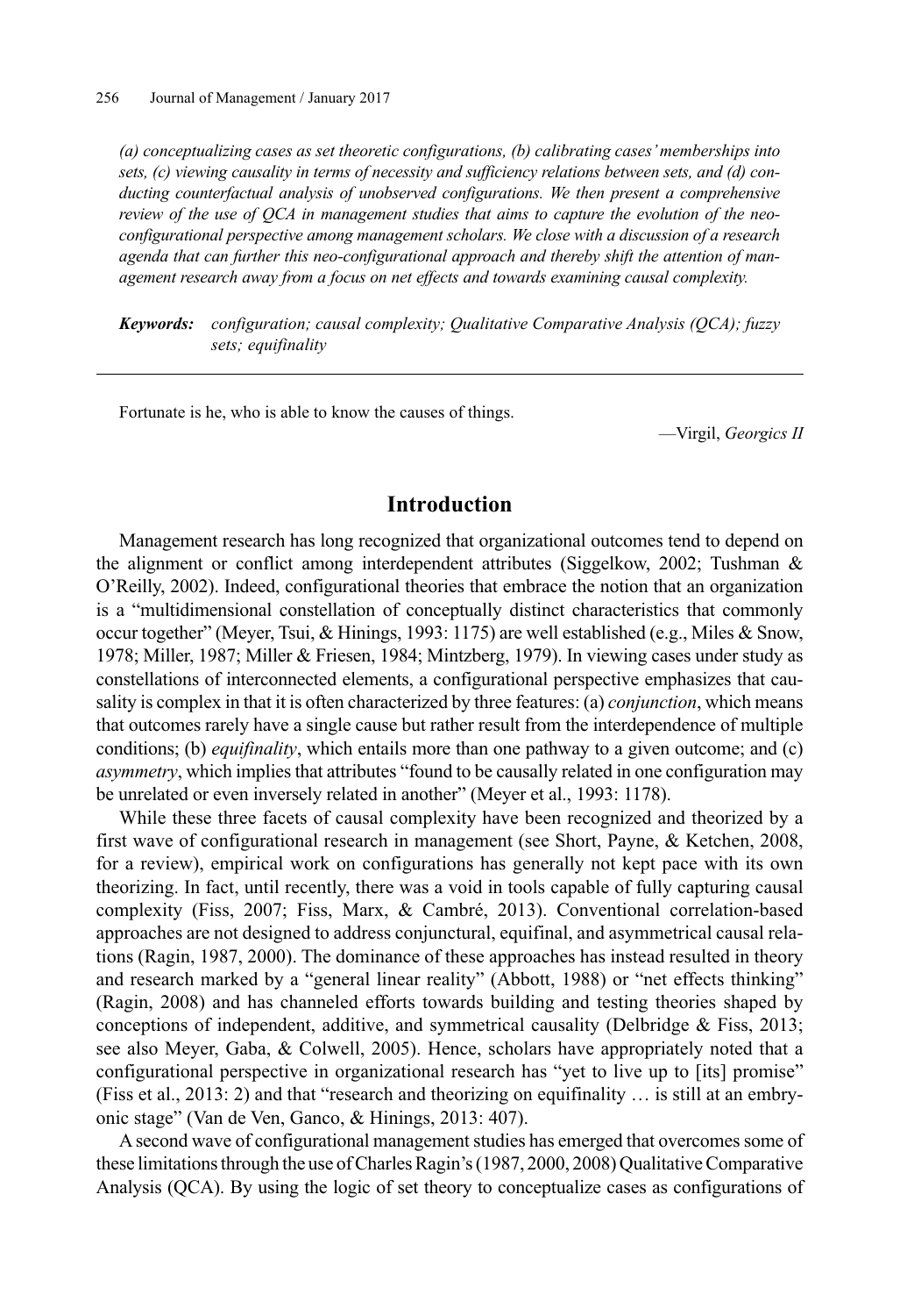*(a) conceptualizing cases as set theoretic configurations, (b) calibrating cases' memberships into sets, (c) viewing causality in terms of necessity and sufficiency relations between sets, and (d) conducting counterfactual analysis of unobserved configurations. We then present a comprehensive review of the use of QCA in management studies that aims to capture the evolution of the neo-configurational perspective among management scholars. We close with a discussion of a research agenda that can further this neo-configurational approach and thereby shift the attention of management research away from a focus on net effects and towards examining causal complexity.*

***Keywords:*** *configuration; causal complexity; Qualitative Comparative Analysis (QCA); fuzzy sets; equifinality*

---

Fortunate is he, who is able to know the causes of things.

—Virgil, *Georgics II*

## Introduction

Management research has long recognized that organizational outcomes tend to depend on the alignment or conflict among interdependent attributes (Siggelkow, 2002; Tushman & O'Reilly, 2002). Indeed, configurational theories that embrace the notion that an organization is a "multidimensional constellation of conceptually distinct characteristics that commonly occur together" (Meyer, Tsui, & Hinings, 1993: 1175) are well established (e.g., Miles & Snow, 1978; Miller, 1987; Miller & Friesen, 1984; Mintzberg, 1979). In viewing cases under study as constellations of interconnected elements, a configurational perspective emphasizes that causality is complex in that it is often characterized by three features: (a) *conjunction*, which means that outcomes rarely have a single cause but rather result from the interdependence of multiple conditions; (b) *equifinality*, which entails more than one pathway to a given outcome; and (c) *asymmetry*, which implies that attributes "found to be causally related in one configuration may be unrelated or even inversely related in another" (Meyer et al., 1993: 1178).

While these three facets of causal complexity have been recognized and theorized by a first wave of configurational research in management (see Short, Payne, & Ketchen, 2008, for a review), empirical work on configurations has generally not kept pace with its own theorizing. In fact, until recently, there was a void in tools capable of fully capturing causal complexity (Fiss, 2007; Fiss, Marx, & Cambré, 2013). Conventional correlation-based approaches are not designed to address conjunctural, equifinal, and asymmetrical causal relations (Ragin, 1987, 2000). The dominance of these approaches has instead resulted in theory and research marked by a "general linear reality" (Abbott, 1988) or "net effects thinking" (Ragin, 2008) and has channeled efforts towards building and testing theories shaped by conceptions of independent, additive, and symmetrical causality (Delbridge & Fiss, 2013; see also Meyer, Gaba, & Colwell, 2005). Hence, scholars have appropriately noted that a configurational perspective in organizational research has "yet to live up to [its] promise" (Fiss et al., 2013: 2) and that "research and theorizing on equifinality … is still at an embryonic stage" (Van de Ven, Ganco, & Hinings, 2013: 407).

A second wave of configurational management studies has emerged that overcomes some of these limitations through the use of Charles Ragin's (1987, 2000, 2008) Qualitative Comparative Analysis (QCA). By using the logic of set theory to conceptualize cases as configurations of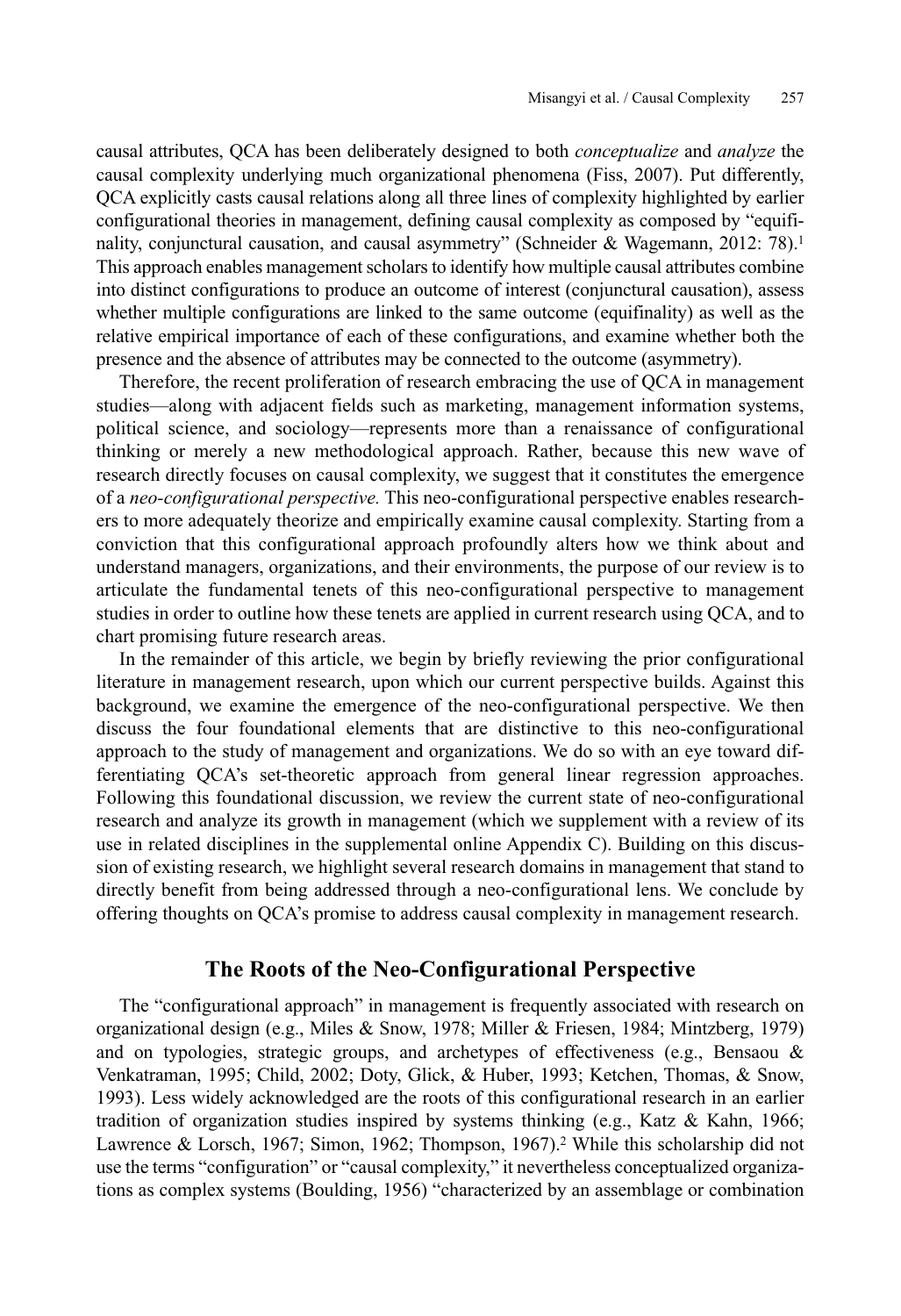causal attributes, QCA has been deliberately designed to both *conceptualize* and *analyze* the causal complexity underlying much organizational phenomena (Fiss, 2007). Put differently, QCA explicitly casts causal relations along all three lines of complexity highlighted by earlier configurational theories in management, defining causal complexity as composed by "equifinality, conjunctural causation, and causal asymmetry" (Schneider & Wagemann, 2012: 78).[1] This approach enables management scholars to identify how multiple causal attributes combine into distinct configurations to produce an outcome of interest (conjunctural causation), assess whether multiple configurations are linked to the same outcome (equifinality) as well as the relative empirical importance of each of these configurations, and examine whether both the presence and the absence of attributes may be connected to the outcome (asymmetry).

Therefore, the recent proliferation of research embracing the use of QCA in management studies—along with adjacent fields such as marketing, management information systems, political science, and sociology—represents more than a renaissance of configurational thinking or merely a new methodological approach. Rather, because this new wave of research directly focuses on causal complexity, we suggest that it constitutes the emergence of a *neo-configurational perspective.* This neo-configurational perspective enables researchers to more adequately theorize and empirically examine causal complexity. Starting from a conviction that this configurational approach profoundly alters how we think about and understand managers, organizations, and their environments, the purpose of our review is to articulate the fundamental tenets of this neo-configurational perspective to management studies in order to outline how these tenets are applied in current research using QCA, and to chart promising future research areas.

In the remainder of this article, we begin by briefly reviewing the prior configurational literature in management research, upon which our current perspective builds. Against this background, we examine the emergence of the neo-configurational perspective. We then discuss the four foundational elements that are distinctive to this neo-configurational approach to the study of management and organizations. We do so with an eye toward differentiating QCA's set-theoretic approach from general linear regression approaches. Following this foundational discussion, we review the current state of neo-configurational research and analyze its growth in management (which we supplement with a review of its use in related disciplines in the supplemental online Appendix C). Building on this discussion of existing research, we highlight several research domains in management that stand to directly benefit from being addressed through a neo-configurational lens. We conclude by offering thoughts on QCA's promise to address causal complexity in management research.

## The Roots of the Neo-Configurational Perspective

The "configurational approach" in management is frequently associated with research on organizational design (e.g., Miles & Snow, 1978; Miller & Friesen, 1984; Mintzberg, 1979) and on typologies, strategic groups, and archetypes of effectiveness (e.g., Bensaou & Venkatraman, 1995; Child, 2002; Doty, Glick, & Huber, 1993; Ketchen, Thomas, & Snow, 1993). Less widely acknowledged are the roots of this configurational research in an earlier tradition of organization studies inspired by systems thinking (e.g., Katz & Kahn, 1966; Lawrence & Lorsch, 1967; Simon, 1962; Thompson, 1967).[2] While this scholarship did not use the terms "configuration" or "causal complexity," it nevertheless conceptualized organizations as complex systems (Boulding, 1956) "characterized by an assemblage or combination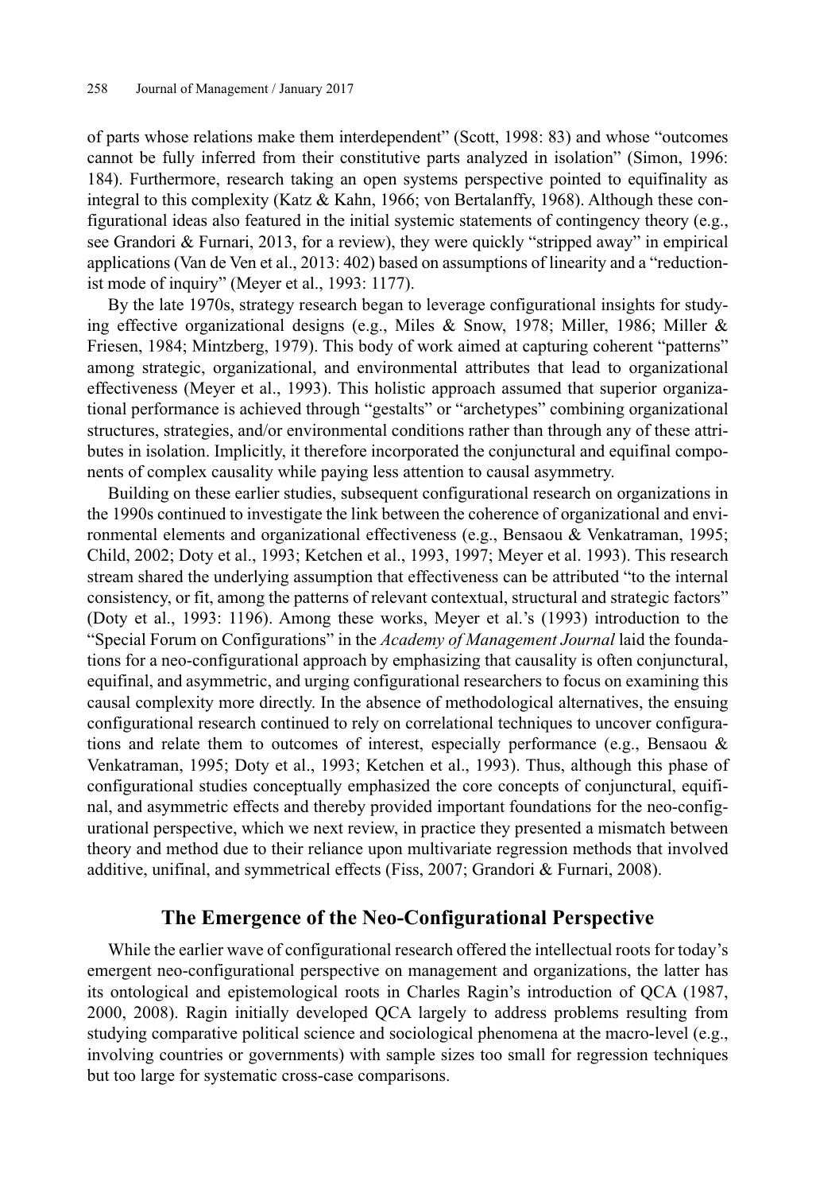of parts whose relations make them interdependent" (Scott, 1998: 83) and whose "outcomes cannot be fully inferred from their constitutive parts analyzed in isolation" (Simon, 1996: 184). Furthermore, research taking an open systems perspective pointed to equifinality as integral to this complexity (Katz & Kahn, 1966; von Bertalanffy, 1968). Although these configurational ideas also featured in the initial systemic statements of contingency theory (e.g., see Grandori & Furnari, 2013, for a review), they were quickly "stripped away" in empirical applications (Van de Ven et al., 2013: 402) based on assumptions of linearity and a "reductionist mode of inquiry" (Meyer et al., 1993: 1177).

By the late 1970s, strategy research began to leverage configurational insights for studying effective organizational designs (e.g., Miles & Snow, 1978; Miller, 1986; Miller & Friesen, 1984; Mintzberg, 1979). This body of work aimed at capturing coherent "patterns" among strategic, organizational, and environmental attributes that lead to organizational effectiveness (Meyer et al., 1993). This holistic approach assumed that superior organizational performance is achieved through "gestalts" or "archetypes" combining organizational structures, strategies, and/or environmental conditions rather than through any of these attributes in isolation. Implicitly, it therefore incorporated the conjunctural and equifinal components of complex causality while paying less attention to causal asymmetry.

Building on these earlier studies, subsequent configurational research on organizations in the 1990s continued to investigate the link between the coherence of organizational and environmental elements and organizational effectiveness (e.g., Bensaou & Venkatraman, 1995; Child, 2002; Doty et al., 1993; Ketchen et al., 1993, 1997; Meyer et al. 1993). This research stream shared the underlying assumption that effectiveness can be attributed "to the internal consistency, or fit, among the patterns of relevant contextual, structural and strategic factors" (Doty et al., 1993: 1196). Among these works, Meyer et al.'s (1993) introduction to the "Special Forum on Configurations" in the *Academy of Management Journal* laid the foundations for a neo-configurational approach by emphasizing that causality is often conjunctural, equifinal, and asymmetric, and urging configurational researchers to focus on examining this causal complexity more directly. In the absence of methodological alternatives, the ensuing configurational research continued to rely on correlational techniques to uncover configurations and relate them to outcomes of interest, especially performance (e.g., Bensaou & Venkatraman, 1995; Doty et al., 1993; Ketchen et al., 1993). Thus, although this phase of configurational studies conceptually emphasized the core concepts of conjunctural, equifinal, and asymmetric effects and thereby provided important foundations for the neo-configurational perspective, which we next review, in practice they presented a mismatch between theory and method due to their reliance upon multivariate regression methods that involved additive, unifinal, and symmetrical effects (Fiss, 2007; Grandori & Furnari, 2008).

## The Emergence of the Neo-Configurational Perspective

While the earlier wave of configurational research offered the intellectual roots for today's emergent neo-configurational perspective on management and organizations, the latter has its ontological and epistemological roots in Charles Ragin's introduction of QCA (1987, 2000, 2008). Ragin initially developed QCA largely to address problems resulting from studying comparative political science and sociological phenomena at the macro-level (e.g., involving countries or governments) with sample sizes too small for regression techniques but too large for systematic cross-case comparisons.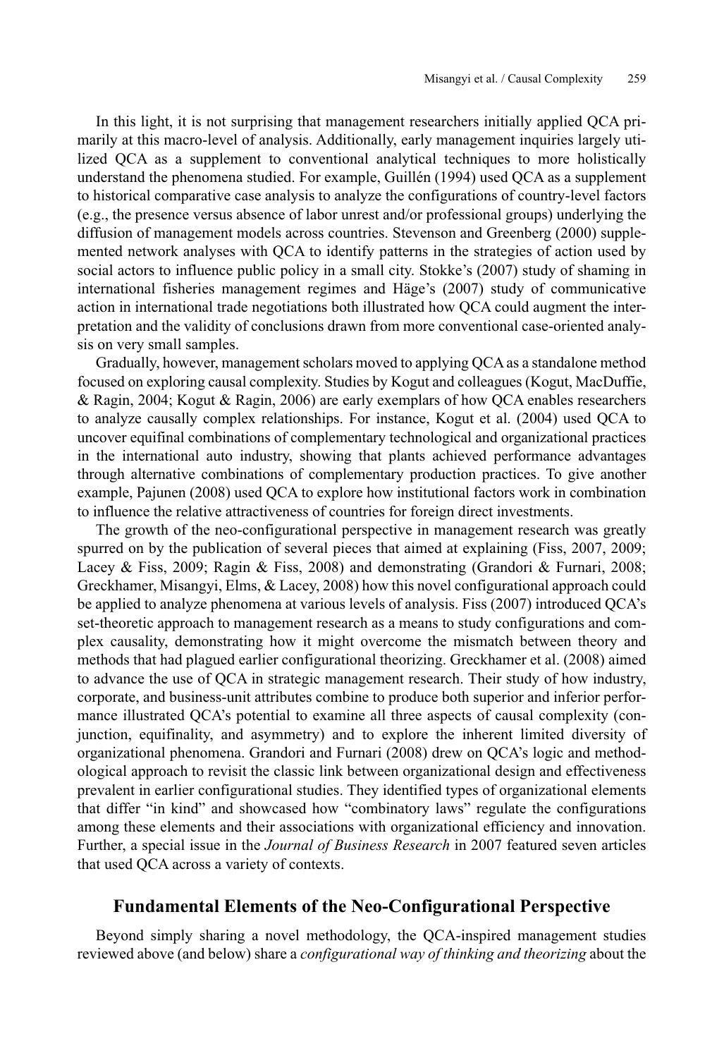In this light, it is not surprising that management researchers initially applied QCA primarily at this macro-level of analysis. Additionally, early management inquiries largely utilized QCA as a supplement to conventional analytical techniques to more holistically understand the phenomena studied. For example, Guillén (1994) used QCA as a supplement to historical comparative case analysis to analyze the configurations of country-level factors (e.g., the presence versus absence of labor unrest and/or professional groups) underlying the diffusion of management models across countries. Stevenson and Greenberg (2000) supplemented network analyses with QCA to identify patterns in the strategies of action used by social actors to influence public policy in a small city. Stokke's (2007) study of shaming in international fisheries management regimes and Häge's (2007) study of communicative action in international trade negotiations both illustrated how QCA could augment the interpretation and the validity of conclusions drawn from more conventional case-oriented analysis on very small samples.

Gradually, however, management scholars moved to applying QCA as a standalone method focused on exploring causal complexity. Studies by Kogut and colleagues (Kogut, MacDuffie, & Ragin, 2004; Kogut & Ragin, 2006) are early exemplars of how QCA enables researchers to analyze causally complex relationships. For instance, Kogut et al. (2004) used QCA to uncover equifinal combinations of complementary technological and organizational practices in the international auto industry, showing that plants achieved performance advantages through alternative combinations of complementary production practices. To give another example, Pajunen (2008) used QCA to explore how institutional factors work in combination to influence the relative attractiveness of countries for foreign direct investments.

The growth of the neo-configurational perspective in management research was greatly spurred on by the publication of several pieces that aimed at explaining (Fiss, 2007, 2009; Lacey & Fiss, 2009; Ragin & Fiss, 2008) and demonstrating (Grandori & Furnari, 2008; Greckhamer, Misangyi, Elms, & Lacey, 2008) how this novel configurational approach could be applied to analyze phenomena at various levels of analysis. Fiss (2007) introduced QCA's set-theoretic approach to management research as a means to study configurations and complex causality, demonstrating how it might overcome the mismatch between theory and methods that had plagued earlier configurational theorizing. Greckhamer et al. (2008) aimed to advance the use of QCA in strategic management research. Their study of how industry, corporate, and business-unit attributes combine to produce both superior and inferior performance illustrated QCA's potential to examine all three aspects of causal complexity (conjunction, equifinality, and asymmetry) and to explore the inherent limited diversity of organizational phenomena. Grandori and Furnari (2008) drew on QCA's logic and methodological approach to revisit the classic link between organizational design and effectiveness prevalent in earlier configurational studies. They identified types of organizational elements that differ "in kind" and showcased how "combinatory laws" regulate the configurations among these elements and their associations with organizational efficiency and innovation. Further, a special issue in the *Journal of Business Research* in 2007 featured seven articles that used QCA across a variety of contexts.

## Fundamental Elements of the Neo-Configurational Perspective

Beyond simply sharing a novel methodology, the QCA-inspired management studies reviewed above (and below) share a *configurational way of thinking and theorizing* about the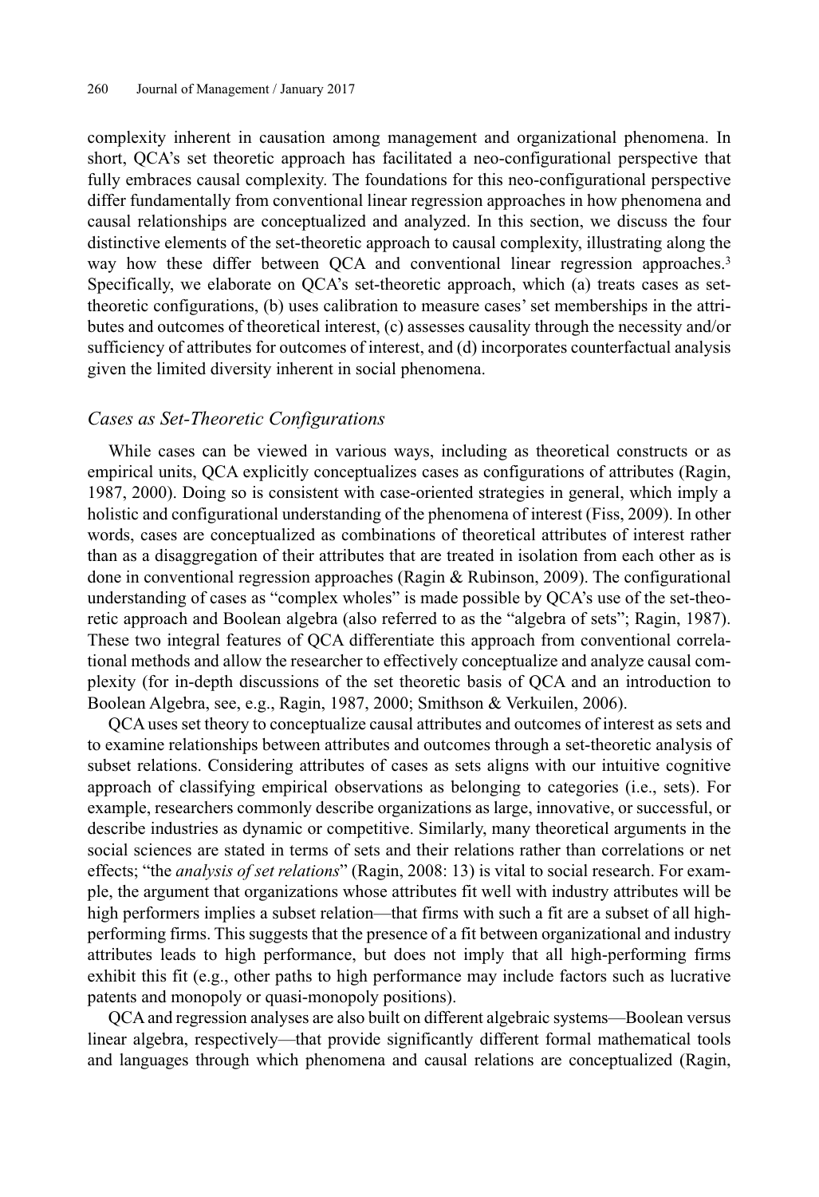complexity inherent in causation among management and organizational phenomena. In short, QCA's set theoretic approach has facilitated a neo-configurational perspective that fully embraces causal complexity. The foundations for this neo-configurational perspective differ fundamentally from conventional linear regression approaches in how phenomena and causal relationships are conceptualized and analyzed. In this section, we discuss the four distinctive elements of the set-theoretic approach to causal complexity, illustrating along the way how these differ between QCA and conventional linear regression approaches.[3] Specifically, we elaborate on QCA's set-theoretic approach, which (a) treats cases as set-theoretic configurations, (b) uses calibration to measure cases' set memberships in the attributes and outcomes of theoretical interest, (c) assesses causality through the necessity and/or sufficiency of attributes for outcomes of interest, and (d) incorporates counterfactual analysis given the limited diversity inherent in social phenomena.

### *Cases as Set-Theoretic Configurations*

While cases can be viewed in various ways, including as theoretical constructs or as empirical units, QCA explicitly conceptualizes cases as configurations of attributes (Ragin, 1987, 2000). Doing so is consistent with case-oriented strategies in general, which imply a holistic and configurational understanding of the phenomena of interest (Fiss, 2009). In other words, cases are conceptualized as combinations of theoretical attributes of interest rather than as a disaggregation of their attributes that are treated in isolation from each other as is done in conventional regression approaches (Ragin & Rubinson, 2009). The configurational understanding of cases as "complex wholes" is made possible by QCA's use of the set-theoretic approach and Boolean algebra (also referred to as the "algebra of sets"; Ragin, 1987). These two integral features of QCA differentiate this approach from conventional correlational methods and allow the researcher to effectively conceptualize and analyze causal complexity (for in-depth discussions of the set theoretic basis of QCA and an introduction to Boolean Algebra, see, e.g., Ragin, 1987, 2000; Smithson & Verkuilen, 2006).

QCA uses set theory to conceptualize causal attributes and outcomes of interest as sets and to examine relationships between attributes and outcomes through a set-theoretic analysis of subset relations. Considering attributes of cases as sets aligns with our intuitive cognitive approach of classifying empirical observations as belonging to categories (i.e., sets). For example, researchers commonly describe organizations as large, innovative, or successful, or describe industries as dynamic or competitive. Similarly, many theoretical arguments in the social sciences are stated in terms of sets and their relations rather than correlations or net effects; "the *analysis of set relations*" (Ragin, 2008: 13) is vital to social research. For example, the argument that organizations whose attributes fit well with industry attributes will be high performers implies a subset relation—that firms with such a fit are a subset of all high-performing firms. This suggests that the presence of a fit between organizational and industry attributes leads to high performance, but does not imply that all high-performing firms exhibit this fit (e.g., other paths to high performance may include factors such as lucrative patents and monopoly or quasi-monopoly positions).

QCA and regression analyses are also built on different algebraic systems—Boolean versus linear algebra, respectively—that provide significantly different formal mathematical tools and languages through which phenomena and causal relations are conceptualized (Ragin,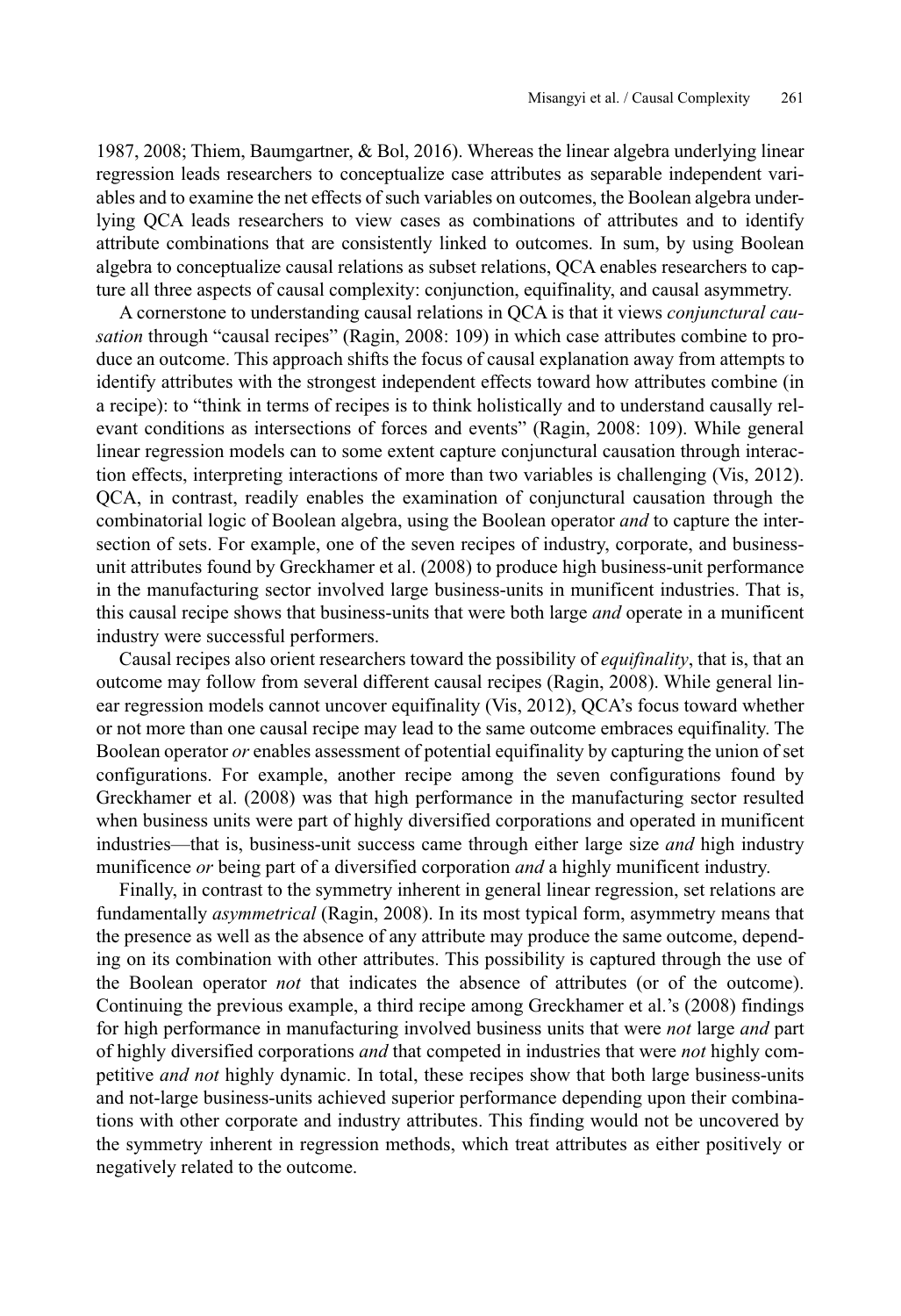1987, 2008; Thiem, Baumgartner, & Bol, 2016). Whereas the linear algebra underlying linear regression leads researchers to conceptualize case attributes as separable independent variables and to examine the net effects of such variables on outcomes, the Boolean algebra underlying QCA leads researchers to view cases as combinations of attributes and to identify attribute combinations that are consistently linked to outcomes. In sum, by using Boolean algebra to conceptualize causal relations as subset relations, QCA enables researchers to capture all three aspects of causal complexity: conjunction, equifinality, and causal asymmetry.

A cornerstone to understanding causal relations in QCA is that it views *conjunctural causation* through "causal recipes" (Ragin, 2008: 109) in which case attributes combine to produce an outcome. This approach shifts the focus of causal explanation away from attempts to identify attributes with the strongest independent effects toward how attributes combine (in a recipe): to "think in terms of recipes is to think holistically and to understand causally relevant conditions as intersections of forces and events" (Ragin, 2008: 109). While general linear regression models can to some extent capture conjunctural causation through interaction effects, interpreting interactions of more than two variables is challenging (Vis, 2012). QCA, in contrast, readily enables the examination of conjunctural causation through the combinatorial logic of Boolean algebra, using the Boolean operator *and* to capture the intersection of sets. For example, one of the seven recipes of industry, corporate, and business-unit attributes found by Greckhamer et al. (2008) to produce high business-unit performance in the manufacturing sector involved large business-units in munificent industries. That is, this causal recipe shows that business-units that were both large *and* operate in a munificent industry were successful performers.

Causal recipes also orient researchers toward the possibility of *equifinality*, that is, that an outcome may follow from several different causal recipes (Ragin, 2008). While general linear regression models cannot uncover equifinality (Vis, 2012), QCA's focus toward whether or not more than one causal recipe may lead to the same outcome embraces equifinality. The Boolean operator *or* enables assessment of potential equifinality by capturing the union of set configurations. For example, another recipe among the seven configurations found by Greckhamer et al. (2008) was that high performance in the manufacturing sector resulted when business units were part of highly diversified corporations and operated in munificent industries—that is, business-unit success came through either large size *and* high industry munificence *or* being part of a diversified corporation *and* a highly munificent industry.

Finally, in contrast to the symmetry inherent in general linear regression, set relations are fundamentally *asymmetrical* (Ragin, 2008). In its most typical form, asymmetry means that the presence as well as the absence of any attribute may produce the same outcome, depending on its combination with other attributes. This possibility is captured through the use of the Boolean operator *not* that indicates the absence of attributes (or of the outcome). Continuing the previous example, a third recipe among Greckhamer et al.'s (2008) findings for high performance in manufacturing involved business units that were *not* large *and* part of highly diversified corporations *and* that competed in industries that were *not* highly competitive *and not* highly dynamic. In total, these recipes show that both large business-units and not-large business-units achieved superior performance depending upon their combinations with other corporate and industry attributes. This finding would not be uncovered by the symmetry inherent in regression methods, which treat attributes as either positively or negatively related to the outcome.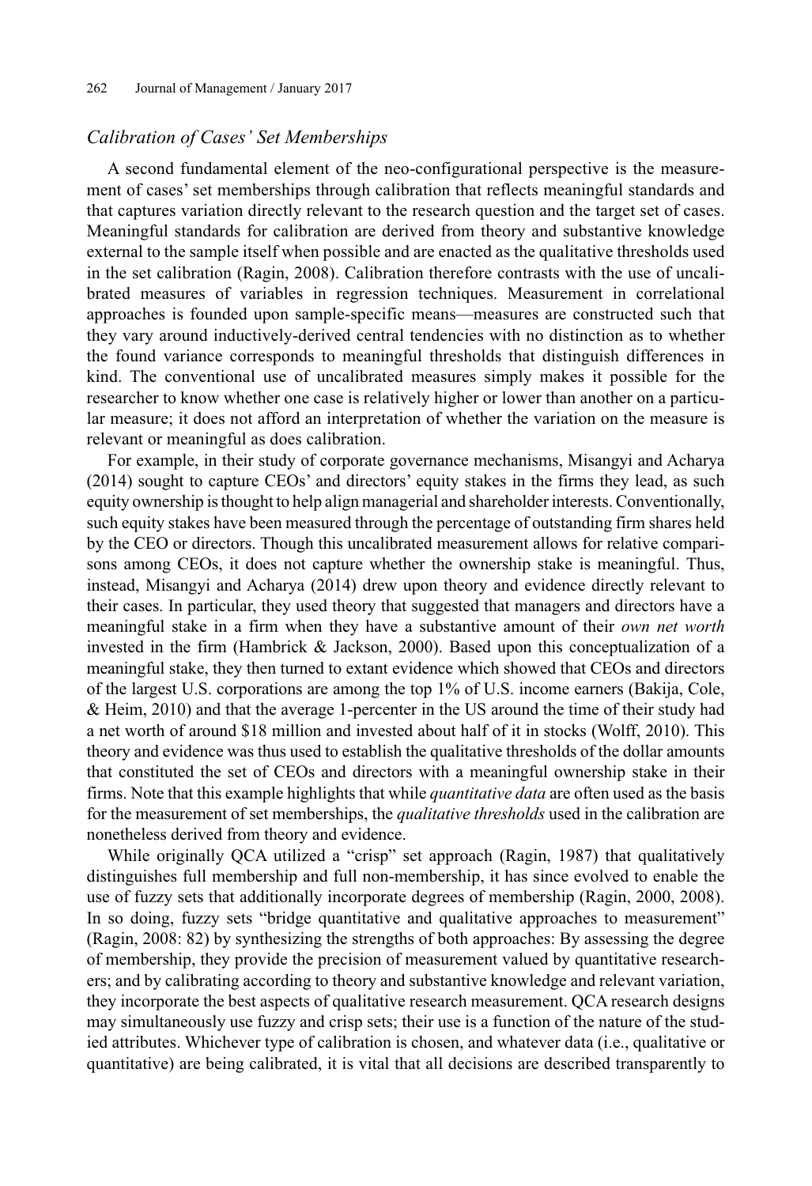### *Calibration of Cases' Set Memberships*

A second fundamental element of the neo-configurational perspective is the measurement of cases' set memberships through calibration that reflects meaningful standards and that captures variation directly relevant to the research question and the target set of cases. Meaningful standards for calibration are derived from theory and substantive knowledge external to the sample itself when possible and are enacted as the qualitative thresholds used in the set calibration (Ragin, 2008). Calibration therefore contrasts with the use of uncalibrated measures of variables in regression techniques. Measurement in correlational approaches is founded upon sample-specific means—measures are constructed such that they vary around inductively-derived central tendencies with no distinction as to whether the found variance corresponds to meaningful thresholds that distinguish differences in kind. The conventional use of uncalibrated measures simply makes it possible for the researcher to know whether one case is relatively higher or lower than another on a particular measure; it does not afford an interpretation of whether the variation on the measure is relevant or meaningful as does calibration.

For example, in their study of corporate governance mechanisms, Misangyi and Acharya (2014) sought to capture CEOs' and directors' equity stakes in the firms they lead, as such equity ownership is thought to help align managerial and shareholder interests. Conventionally, such equity stakes have been measured through the percentage of outstanding firm shares held by the CEO or directors. Though this uncalibrated measurement allows for relative comparisons among CEOs, it does not capture whether the ownership stake is meaningful. Thus, instead, Misangyi and Acharya (2014) drew upon theory and evidence directly relevant to their cases. In particular, they used theory that suggested that managers and directors have a meaningful stake in a firm when they have a substantive amount of their *own net worth* invested in the firm (Hambrick & Jackson, 2000). Based upon this conceptualization of a meaningful stake, they then turned to extant evidence which showed that CEOs and directors of the largest U.S. corporations are among the top 1% of U.S. income earners (Bakija, Cole, & Heim, 2010) and that the average 1-percenter in the US around the time of their study had a net worth of around $18 million and invested about half of it in stocks (Wolff, 2010). This theory and evidence was thus used to establish the qualitative thresholds of the dollar amounts that constituted the set of CEOs and directors with a meaningful ownership stake in their firms. Note that this example highlights that while *quantitative data* are often used as the basis for the measurement of set memberships, the *qualitative thresholds* used in the calibration are nonetheless derived from theory and evidence.

While originally QCA utilized a "crisp" set approach (Ragin, 1987) that qualitatively distinguishes full membership and full non-membership, it has since evolved to enable the use of fuzzy sets that additionally incorporate degrees of membership (Ragin, 2000, 2008). In so doing, fuzzy sets "bridge quantitative and qualitative approaches to measurement" (Ragin, 2008: 82) by synthesizing the strengths of both approaches: By assessing the degree of membership, they provide the precision of measurement valued by quantitative researchers; and by calibrating according to theory and substantive knowledge and relevant variation, they incorporate the best aspects of qualitative research measurement. QCA research designs may simultaneously use fuzzy and crisp sets; their use is a function of the nature of the studied attributes. Whichever type of calibration is chosen, and whatever data (i.e., qualitative or quantitative) are being calibrated, it is vital that all decisions are described transparently to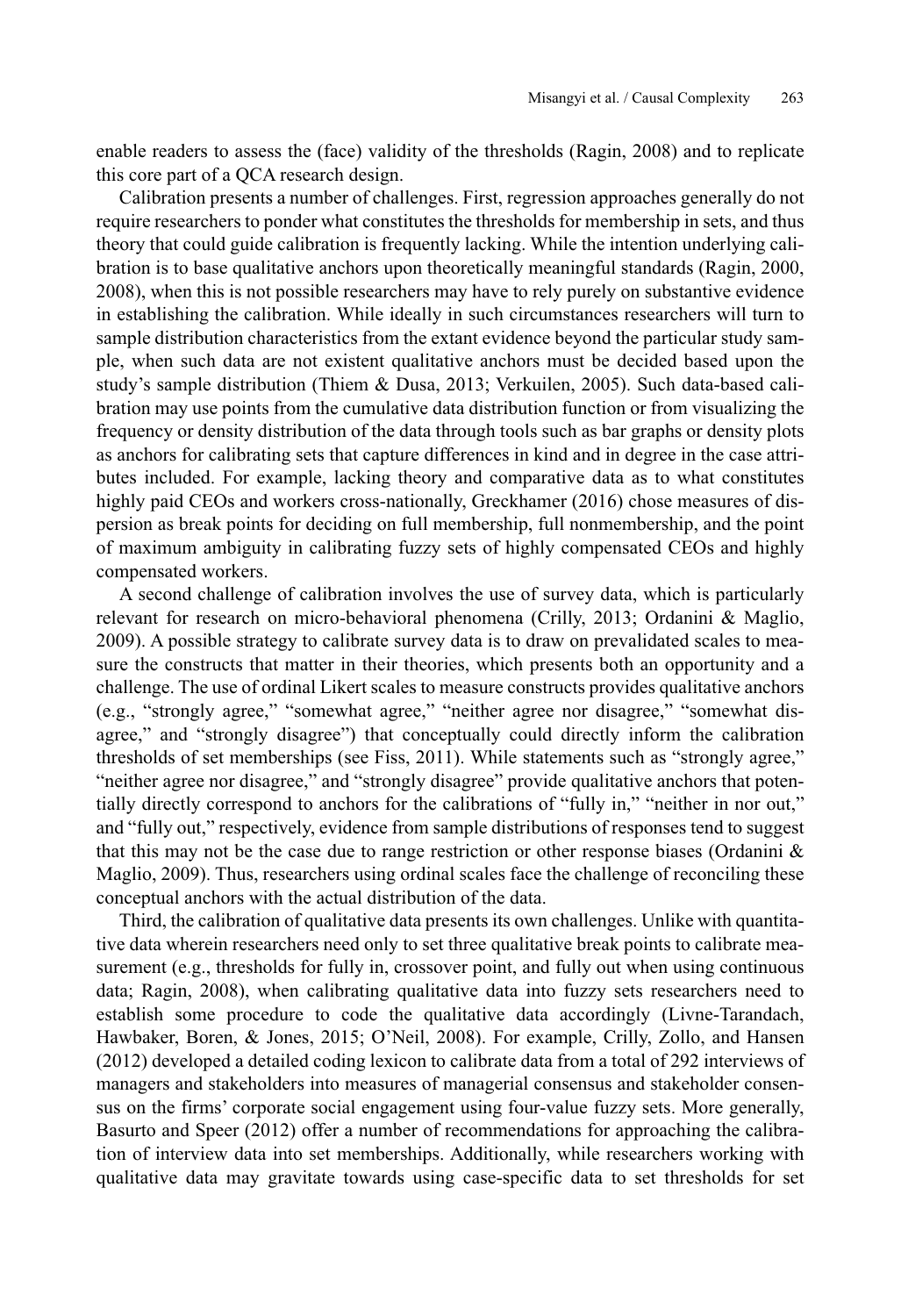enable readers to assess the (face) validity of the thresholds (Ragin, 2008) and to replicate this core part of a QCA research design.

Calibration presents a number of challenges. First, regression approaches generally do not require researchers to ponder what constitutes the thresholds for membership in sets, and thus theory that could guide calibration is frequently lacking. While the intention underlying calibration is to base qualitative anchors upon theoretically meaningful standards (Ragin, 2000, 2008), when this is not possible researchers may have to rely purely on substantive evidence in establishing the calibration. While ideally in such circumstances researchers will turn to sample distribution characteristics from the extant evidence beyond the particular study sample, when such data are not existent qualitative anchors must be decided based upon the study's sample distribution (Thiem & Dusa, 2013; Verkuilen, 2005). Such data-based calibration may use points from the cumulative data distribution function or from visualizing the frequency or density distribution of the data through tools such as bar graphs or density plots as anchors for calibrating sets that capture differences in kind and in degree in the case attributes included. For example, lacking theory and comparative data as to what constitutes highly paid CEOs and workers cross-nationally, Greckhamer (2016) chose measures of dispersion as break points for deciding on full membership, full nonmembership, and the point of maximum ambiguity in calibrating fuzzy sets of highly compensated CEOs and highly compensated workers.

A second challenge of calibration involves the use of survey data, which is particularly relevant for research on micro-behavioral phenomena (Crilly, 2013; Ordanini & Maglio, 2009). A possible strategy to calibrate survey data is to draw on prevalidated scales to measure the constructs that matter in their theories, which presents both an opportunity and a challenge. The use of ordinal Likert scales to measure constructs provides qualitative anchors (e.g., "strongly agree," "somewhat agree," "neither agree nor disagree," "somewhat disagree," and "strongly disagree") that conceptually could directly inform the calibration thresholds of set memberships (see Fiss, 2011). While statements such as "strongly agree," "neither agree nor disagree," and "strongly disagree" provide qualitative anchors that potentially directly correspond to anchors for the calibrations of "fully in," "neither in nor out," and "fully out," respectively, evidence from sample distributions of responses tend to suggest that this may not be the case due to range restriction or other response biases (Ordanini & Maglio, 2009). Thus, researchers using ordinal scales face the challenge of reconciling these conceptual anchors with the actual distribution of the data.

Third, the calibration of qualitative data presents its own challenges. Unlike with quantitative data wherein researchers need only to set three qualitative break points to calibrate measurement (e.g., thresholds for fully in, crossover point, and fully out when using continuous data; Ragin, 2008), when calibrating qualitative data into fuzzy sets researchers need to establish some procedure to code the qualitative data accordingly (Livne-Tarandach, Hawbaker, Boren, & Jones, 2015; O'Neil, 2008). For example, Crilly, Zollo, and Hansen (2012) developed a detailed coding lexicon to calibrate data from a total of 292 interviews of managers and stakeholders into measures of managerial consensus and stakeholder consensus on the firms' corporate social engagement using four-value fuzzy sets. More generally, Basurto and Speer (2012) offer a number of recommendations for approaching the calibration of interview data into set memberships. Additionally, while researchers working with qualitative data may gravitate towards using case-specific data to set thresholds for set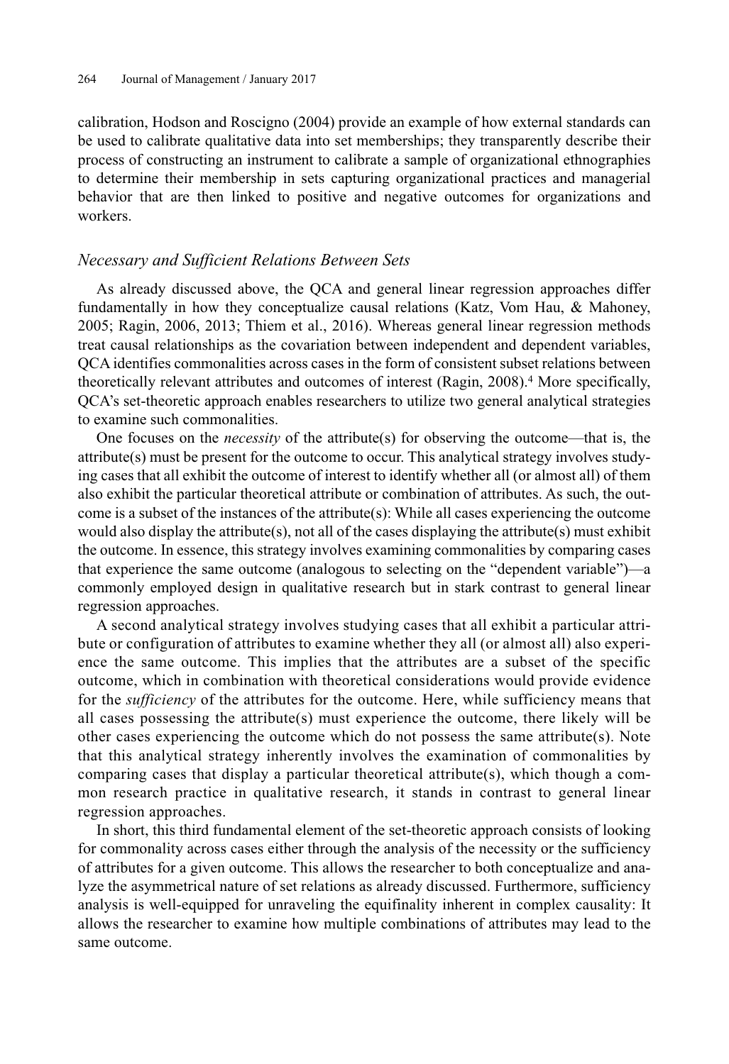calibration, Hodson and Roscigno (2004) provide an example of how external standards can be used to calibrate qualitative data into set memberships; they transparently describe their process of constructing an instrument to calibrate a sample of organizational ethnographies to determine their membership in sets capturing organizational practices and managerial behavior that are then linked to positive and negative outcomes for organizations and workers.

### *Necessary and Sufficient Relations Between Sets*

As already discussed above, the QCA and general linear regression approaches differ fundamentally in how they conceptualize causal relations (Katz, Vom Hau, & Mahoney, 2005; Ragin, 2006, 2013; Thiem et al., 2016). Whereas general linear regression methods treat causal relationships as the covariation between independent and dependent variables, QCA identifies commonalities across cases in the form of consistent subset relations between theoretically relevant attributes and outcomes of interest (Ragin, 2008).[4] More specifically, QCA's set-theoretic approach enables researchers to utilize two general analytical strategies to examine such commonalities.

One focuses on the *necessity* of the attribute(s) for observing the outcome—that is, the attribute(s) must be present for the outcome to occur. This analytical strategy involves studying cases that all exhibit the outcome of interest to identify whether all (or almost all) of them also exhibit the particular theoretical attribute or combination of attributes. As such, the outcome is a subset of the instances of the attribute(s): While all cases experiencing the outcome would also display the attribute(s), not all of the cases displaying the attribute(s) must exhibit the outcome. In essence, this strategy involves examining commonalities by comparing cases that experience the same outcome (analogous to selecting on the "dependent variable")—a commonly employed design in qualitative research but in stark contrast to general linear regression approaches.

A second analytical strategy involves studying cases that all exhibit a particular attribute or configuration of attributes to examine whether they all (or almost all) also experience the same outcome. This implies that the attributes are a subset of the specific outcome, which in combination with theoretical considerations would provide evidence for the *sufficiency* of the attributes for the outcome. Here, while sufficiency means that all cases possessing the attribute(s) must experience the outcome, there likely will be other cases experiencing the outcome which do not possess the same attribute(s). Note that this analytical strategy inherently involves the examination of commonalities by comparing cases that display a particular theoretical attribute(s), which though a common research practice in qualitative research, it stands in contrast to general linear regression approaches.

In short, this third fundamental element of the set-theoretic approach consists of looking for commonality across cases either through the analysis of the necessity or the sufficiency of attributes for a given outcome. This allows the researcher to both conceptualize and analyze the asymmetrical nature of set relations as already discussed. Furthermore, sufficiency analysis is well-equipped for unraveling the equifinality inherent in complex causality: It allows the researcher to examine how multiple combinations of attributes may lead to the same outcome.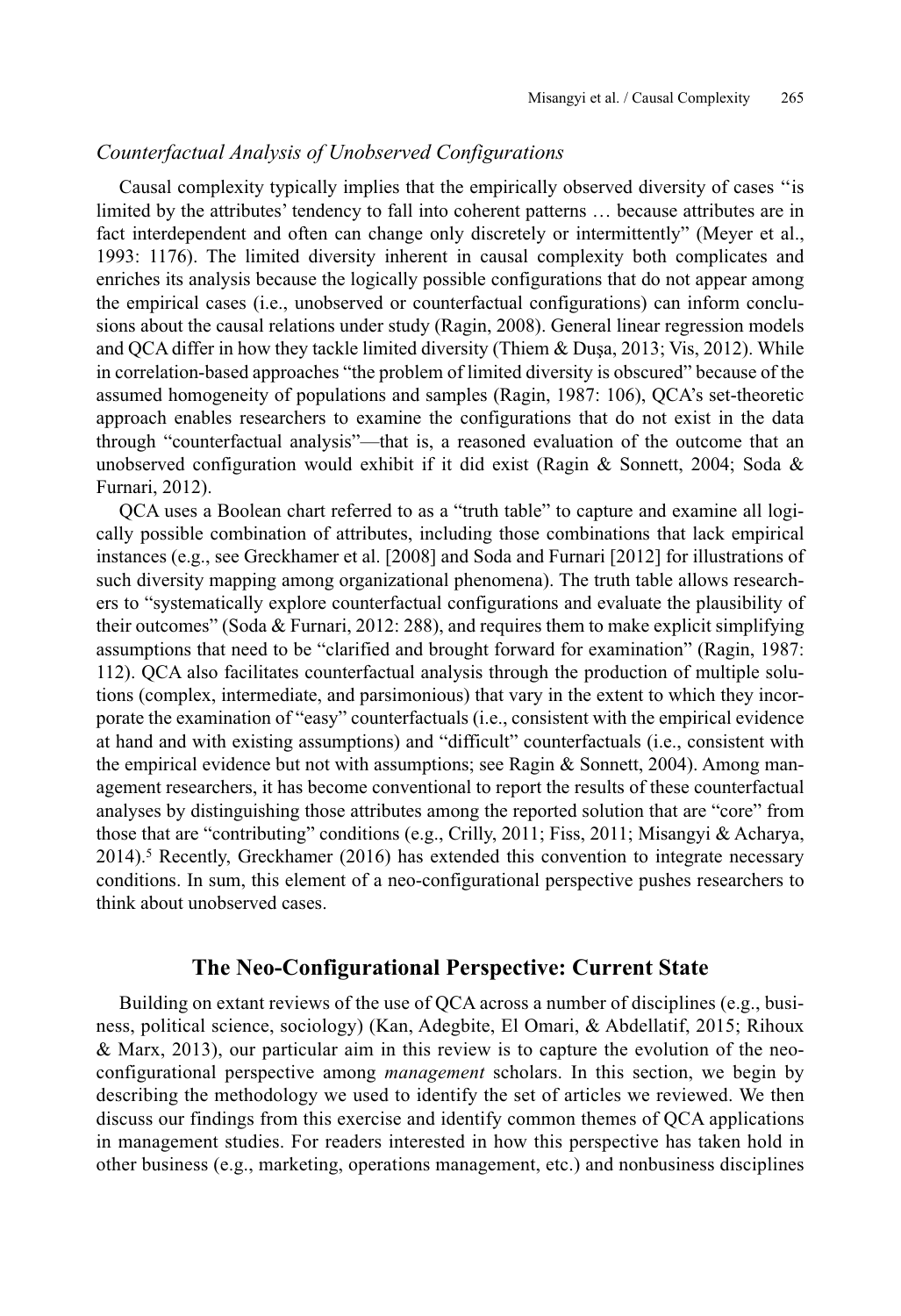### *Counterfactual Analysis of Unobserved Configurations*

Causal complexity typically implies that the empirically observed diversity of cases ''is limited by the attributes' tendency to fall into coherent patterns … because attributes are in fact interdependent and often can change only discretely or intermittently" (Meyer et al., 1993: 1176). The limited diversity inherent in causal complexity both complicates and enriches its analysis because the logically possible configurations that do not appear among the empirical cases (i.e., unobserved or counterfactual configurations) can inform conclusions about the causal relations under study (Ragin, 2008). General linear regression models and QCA differ in how they tackle limited diversity (Thiem & Duşa, 2013; Vis, 2012). While in correlation-based approaches "the problem of limited diversity is obscured" because of the assumed homogeneity of populations and samples (Ragin, 1987: 106), QCA's set-theoretic approach enables researchers to examine the configurations that do not exist in the data through "counterfactual analysis"—that is, a reasoned evaluation of the outcome that an unobserved configuration would exhibit if it did exist (Ragin & Sonnett, 2004; Soda & Furnari, 2012).

QCA uses a Boolean chart referred to as a "truth table" to capture and examine all logically possible combination of attributes, including those combinations that lack empirical instances (e.g., see Greckhamer et al. [2008] and Soda and Furnari [2012] for illustrations of such diversity mapping among organizational phenomena). The truth table allows researchers to "systematically explore counterfactual configurations and evaluate the plausibility of their outcomes" (Soda & Furnari, 2012: 288), and requires them to make explicit simplifying assumptions that need to be "clarified and brought forward for examination" (Ragin, 1987: 112). QCA also facilitates counterfactual analysis through the production of multiple solutions (complex, intermediate, and parsimonious) that vary in the extent to which they incorporate the examination of "easy" counterfactuals (i.e., consistent with the empirical evidence at hand and with existing assumptions) and "difficult" counterfactuals (i.e., consistent with the empirical evidence but not with assumptions; see Ragin & Sonnett, 2004). Among management researchers, it has become conventional to report the results of these counterfactual analyses by distinguishing those attributes among the reported solution that are "core" from those that are "contributing" conditions (e.g., Crilly, 2011; Fiss, 2011; Misangyi & Acharya, 2014).[5] Recently, Greckhamer (2016) has extended this convention to integrate necessary conditions. In sum, this element of a neo-configurational perspective pushes researchers to think about unobserved cases.

## The Neo-Configurational Perspective: Current State

Building on extant reviews of the use of QCA across a number of disciplines (e.g., business, political science, sociology) (Kan, Adegbite, El Omari, & Abdellatif, 2015; Rihoux & Marx, 2013), our particular aim in this review is to capture the evolution of the neo-configurational perspective among *management* scholars. In this section, we begin by describing the methodology we used to identify the set of articles we reviewed. We then discuss our findings from this exercise and identify common themes of QCA applications in management studies. For readers interested in how this perspective has taken hold in other business (e.g., marketing, operations management, etc.) and nonbusiness disciplines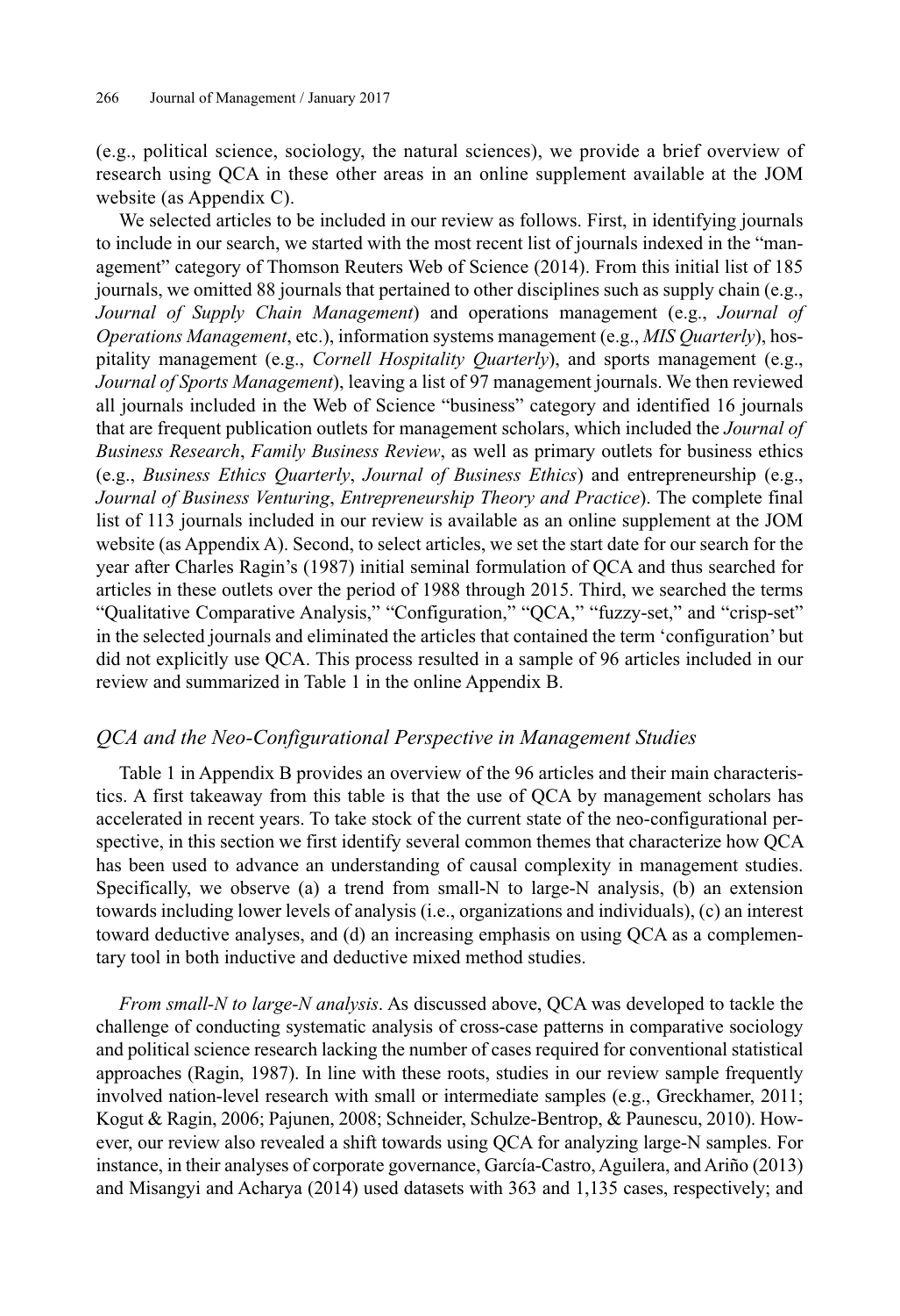(e.g., political science, sociology, the natural sciences), we provide a brief overview of research using QCA in these other areas in an online supplement available at the JOM website (as Appendix C).

We selected articles to be included in our review as follows. First, in identifying journals to include in our search, we started with the most recent list of journals indexed in the "management" category of Thomson Reuters Web of Science (2014). From this initial list of 185 journals, we omitted 88 journals that pertained to other disciplines such as supply chain (e.g., *Journal of Supply Chain Management*) and operations management (e.g., *Journal of Operations Management*, etc.), information systems management (e.g., *MIS Quarterly*), hospitality management (e.g., *Cornell Hospitality Quarterly*), and sports management (e.g., *Journal of Sports Management*), leaving a list of 97 management journals. We then reviewed all journals included in the Web of Science "business" category and identified 16 journals that are frequent publication outlets for management scholars, which included the *Journal of Business Research*, *Family Business Review*, as well as primary outlets for business ethics (e.g., *Business Ethics Quarterly*, *Journal of Business Ethics*) and entrepreneurship (e.g., *Journal of Business Venturing*, *Entrepreneurship Theory and Practice*). The complete final list of 113 journals included in our review is available as an online supplement at the JOM website (as Appendix A). Second, to select articles, we set the start date for our search for the year after Charles Ragin's (1987) initial seminal formulation of QCA and thus searched for articles in these outlets over the period of 1988 through 2015. Third, we searched the terms "Qualitative Comparative Analysis," "Configuration," "QCA," "fuzzy-set," and "crisp-set" in the selected journals and eliminated the articles that contained the term 'configuration' but did not explicitly use QCA. This process resulted in a sample of 96 articles included in our review and summarized in Table 1 in the online Appendix B.

### *QCA and the Neo-Configurational Perspective in Management Studies*

Table 1 in Appendix B provides an overview of the 96 articles and their main characteristics. A first takeaway from this table is that the use of QCA by management scholars has accelerated in recent years. To take stock of the current state of the neo-configurational perspective, in this section we first identify several common themes that characterize how QCA has been used to advance an understanding of causal complexity in management studies. Specifically, we observe (a) a trend from small-N to large-N analysis, (b) an extension towards including lower levels of analysis (i.e., organizations and individuals), (c) an interest toward deductive analyses, and (d) an increasing emphasis on using QCA as a complementary tool in both inductive and deductive mixed method studies.

*From small-N to large-N analysis*. As discussed above, QCA was developed to tackle the challenge of conducting systematic analysis of cross-case patterns in comparative sociology and political science research lacking the number of cases required for conventional statistical approaches (Ragin, 1987). In line with these roots, studies in our review sample frequently involved nation-level research with small or intermediate samples (e.g., Greckhamer, 2011; Kogut & Ragin, 2006; Pajunen, 2008; Schneider, Schulze-Bentrop, & Paunescu, 2010). However, our review also revealed a shift towards using QCA for analyzing large-N samples. For instance, in their analyses of corporate governance, García-Castro, Aguilera, and Ariño (2013) and Misangyi and Acharya (2014) used datasets with 363 and 1,135 cases, respectively; and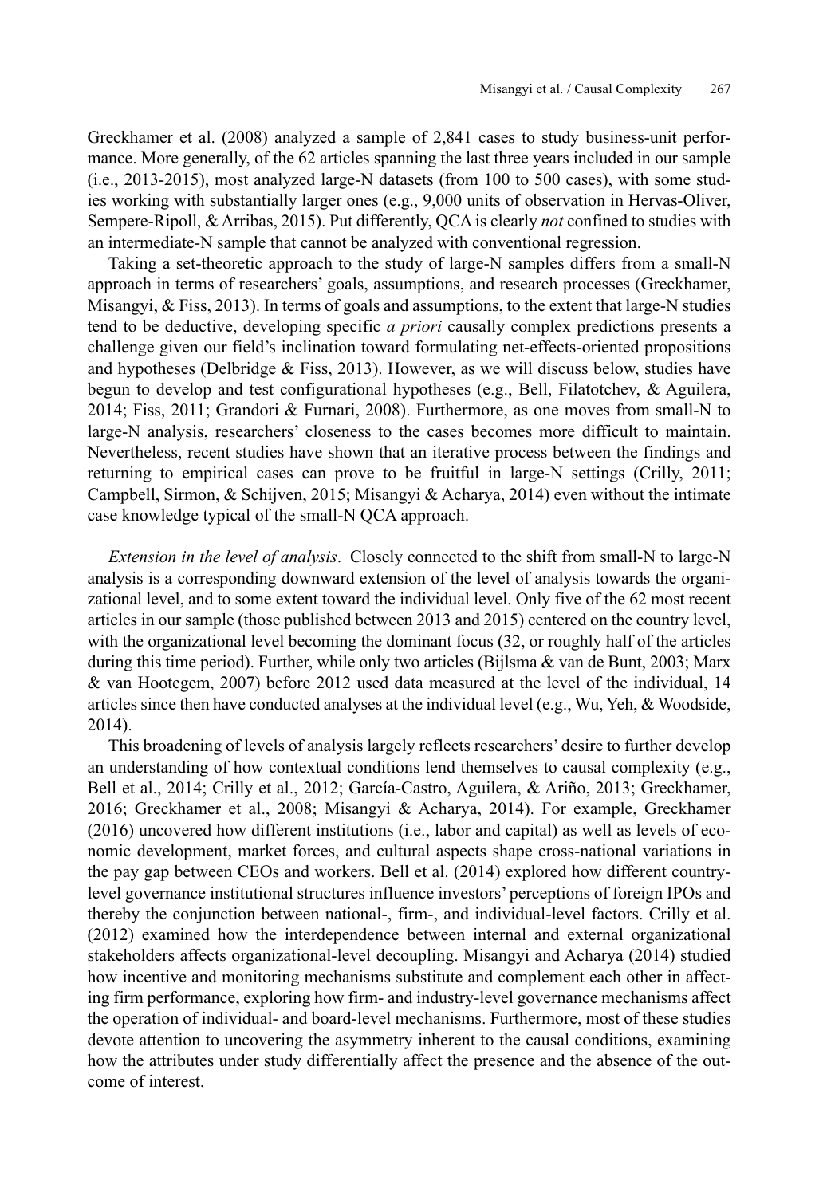Greckhamer et al. (2008) analyzed a sample of 2,841 cases to study business-unit performance. More generally, of the 62 articles spanning the last three years included in our sample (i.e., 2013-2015), most analyzed large-N datasets (from 100 to 500 cases), with some studies working with substantially larger ones (e.g., 9,000 units of observation in Hervas-Oliver, Sempere-Ripoll, & Arribas, 2015). Put differently, QCA is clearly *not* confined to studies with an intermediate-N sample that cannot be analyzed with conventional regression.

Taking a set-theoretic approach to the study of large-N samples differs from a small-N approach in terms of researchers' goals, assumptions, and research processes (Greckhamer, Misangyi, & Fiss, 2013). In terms of goals and assumptions, to the extent that large-N studies tend to be deductive, developing specific *a priori* causally complex predictions presents a challenge given our field's inclination toward formulating net-effects-oriented propositions and hypotheses (Delbridge & Fiss, 2013). However, as we will discuss below, studies have begun to develop and test configurational hypotheses (e.g., Bell, Filatotchev, & Aguilera, 2014; Fiss, 2011; Grandori & Furnari, 2008). Furthermore, as one moves from small-N to large-N analysis, researchers' closeness to the cases becomes more difficult to maintain. Nevertheless, recent studies have shown that an iterative process between the findings and returning to empirical cases can prove to be fruitful in large-N settings (Crilly, 2011; Campbell, Sirmon, & Schijven, 2015; Misangyi & Acharya, 2014) even without the intimate case knowledge typical of the small-N QCA approach.

*Extension in the level of analysis*. Closely connected to the shift from small-N to large-N analysis is a corresponding downward extension of the level of analysis towards the organizational level, and to some extent toward the individual level. Only five of the 62 most recent articles in our sample (those published between 2013 and 2015) centered on the country level, with the organizational level becoming the dominant focus (32, or roughly half of the articles during this time period). Further, while only two articles (Bijlsma & van de Bunt, 2003; Marx & van Hootegem, 2007) before 2012 used data measured at the level of the individual, 14 articles since then have conducted analyses at the individual level (e.g., Wu, Yeh, & Woodside, 2014).

This broadening of levels of analysis largely reflects researchers' desire to further develop an understanding of how contextual conditions lend themselves to causal complexity (e.g., Bell et al., 2014; Crilly et al., 2012; García-Castro, Aguilera, & Ariño, 2013; Greckhamer, 2016; Greckhamer et al., 2008; Misangyi & Acharya, 2014). For example, Greckhamer (2016) uncovered how different institutions (i.e., labor and capital) as well as levels of economic development, market forces, and cultural aspects shape cross-national variations in the pay gap between CEOs and workers. Bell et al. (2014) explored how different country-level governance institutional structures influence investors' perceptions of foreign IPOs and thereby the conjunction between national-, firm-, and individual-level factors. Crilly et al. (2012) examined how the interdependence between internal and external organizational stakeholders affects organizational-level decoupling. Misangyi and Acharya (2014) studied how incentive and monitoring mechanisms substitute and complement each other in affecting firm performance, exploring how firm- and industry-level governance mechanisms affect the operation of individual- and board-level mechanisms. Furthermore, most of these studies devote attention to uncovering the asymmetry inherent to the causal conditions, examining how the attributes under study differentially affect the presence and the absence of the outcome of interest.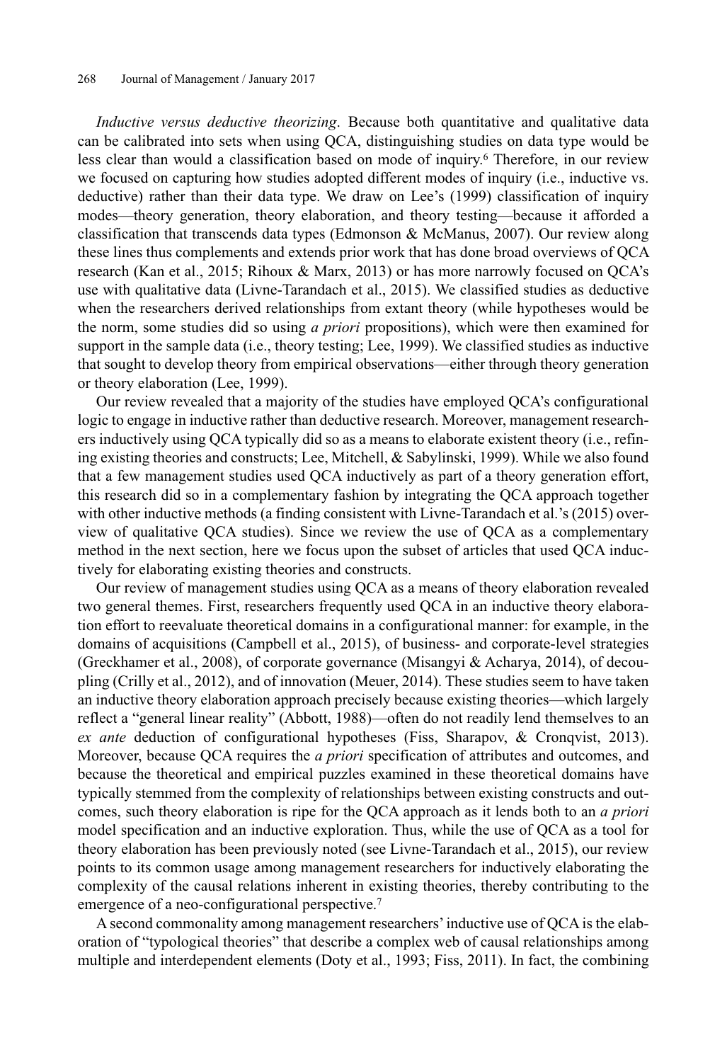*Inductive versus deductive theorizing*. Because both quantitative and qualitative data can be calibrated into sets when using QCA, distinguishing studies on data type would be less clear than would a classification based on mode of inquiry.[6] Therefore, in our review we focused on capturing how studies adopted different modes of inquiry (i.e., inductive vs. deductive) rather than their data type. We draw on Lee's (1999) classification of inquiry modes—theory generation, theory elaboration, and theory testing—because it afforded a classification that transcends data types (Edmonson & McManus, 2007). Our review along these lines thus complements and extends prior work that has done broad overviews of QCA research (Kan et al., 2015; Rihoux & Marx, 2013) or has more narrowly focused on QCA's use with qualitative data (Livne-Tarandach et al., 2015). We classified studies as deductive when the researchers derived relationships from extant theory (while hypotheses would be the norm, some studies did so using *a priori* propositions), which were then examined for support in the sample data (i.e., theory testing; Lee, 1999). We classified studies as inductive that sought to develop theory from empirical observations—either through theory generation or theory elaboration (Lee, 1999).

Our review revealed that a majority of the studies have employed QCA's configurational logic to engage in inductive rather than deductive research. Moreover, management researchers inductively using QCA typically did so as a means to elaborate existent theory (i.e., refining existing theories and constructs; Lee, Mitchell, & Sabylinski, 1999). While we also found that a few management studies used QCA inductively as part of a theory generation effort, this research did so in a complementary fashion by integrating the QCA approach together with other inductive methods (a finding consistent with Livne-Tarandach et al.'s (2015) overview of qualitative QCA studies). Since we review the use of QCA as a complementary method in the next section, here we focus upon the subset of articles that used QCA inductively for elaborating existing theories and constructs.

Our review of management studies using QCA as a means of theory elaboration revealed two general themes. First, researchers frequently used QCA in an inductive theory elaboration effort to reevaluate theoretical domains in a configurational manner: for example, in the domains of acquisitions (Campbell et al., 2015), of business- and corporate-level strategies (Greckhamer et al., 2008), of corporate governance (Misangyi & Acharya, 2014), of decoupling (Crilly et al., 2012), and of innovation (Meuer, 2014). These studies seem to have taken an inductive theory elaboration approach precisely because existing theories—which largely reflect a "general linear reality" (Abbott, 1988)—often do not readily lend themselves to an *ex ante* deduction of configurational hypotheses (Fiss, Sharapov, & Cronqvist, 2013). Moreover, because QCA requires the *a priori* specification of attributes and outcomes, and because the theoretical and empirical puzzles examined in these theoretical domains have typically stemmed from the complexity of relationships between existing constructs and outcomes, such theory elaboration is ripe for the QCA approach as it lends both to an *a priori* model specification and an inductive exploration. Thus, while the use of QCA as a tool for theory elaboration has been previously noted (see Livne-Tarandach et al., 2015), our review points to its common usage among management researchers for inductively elaborating the complexity of the causal relations inherent in existing theories, thereby contributing to the emergence of a neo-configurational perspective.[7]

A second commonality among management researchers' inductive use of QCA is the elaboration of "typological theories" that describe a complex web of causal relationships among multiple and interdependent elements (Doty et al., 1993; Fiss, 2011). In fact, the combining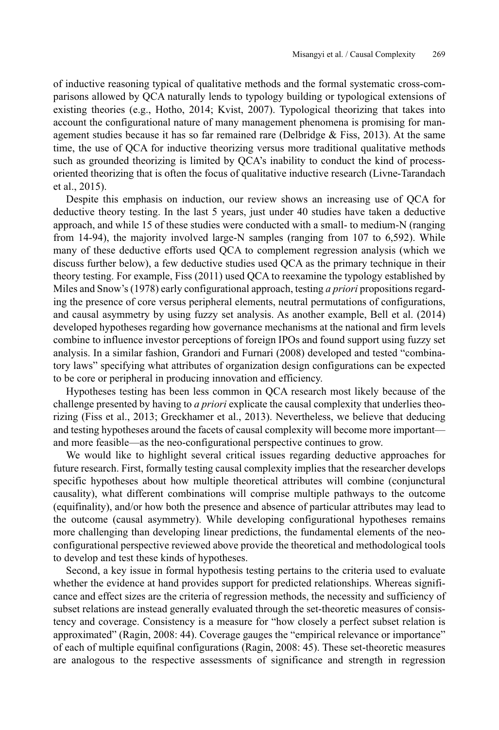of inductive reasoning typical of qualitative methods and the formal systematic cross-comparisons allowed by QCA naturally lends to typology building or typological extensions of existing theories (e.g., Hotho, 2014; Kvist, 2007). Typological theorizing that takes into account the configurational nature of many management phenomena is promising for management studies because it has so far remained rare (Delbridge & Fiss, 2013). At the same time, the use of QCA for inductive theorizing versus more traditional qualitative methods such as grounded theorizing is limited by QCA's inability to conduct the kind of process-oriented theorizing that is often the focus of qualitative inductive research (Livne-Tarandach et al., 2015).

Despite this emphasis on induction, our review shows an increasing use of QCA for deductive theory testing. In the last 5 years, just under 40 studies have taken a deductive approach, and while 15 of these studies were conducted with a small- to medium-N (ranging from 14-94), the majority involved large-N samples (ranging from 107 to 6,592). While many of these deductive efforts used QCA to complement regression analysis (which we discuss further below), a few deductive studies used QCA as the primary technique in their theory testing. For example, Fiss (2011) used QCA to reexamine the typology established by Miles and Snow's (1978) early configurational approach, testing *a priori* propositions regarding the presence of core versus peripheral elements, neutral permutations of configurations, and causal asymmetry by using fuzzy set analysis. As another example, Bell et al. (2014) developed hypotheses regarding how governance mechanisms at the national and firm levels combine to influence investor perceptions of foreign IPOs and found support using fuzzy set analysis. In a similar fashion, Grandori and Furnari (2008) developed and tested "combinatory laws" specifying what attributes of organization design configurations can be expected to be core or peripheral in producing innovation and efficiency.

Hypotheses testing has been less common in QCA research most likely because of the challenge presented by having to *a priori* explicate the causal complexity that underlies theorizing (Fiss et al., 2013; Greckhamer et al., 2013). Nevertheless, we believe that deducing and testing hypotheses around the facets of causal complexity will become more important—and more feasible—as the neo-configurational perspective continues to grow.

We would like to highlight several critical issues regarding deductive approaches for future research. First, formally testing causal complexity implies that the researcher develops specific hypotheses about how multiple theoretical attributes will combine (conjunctural causality), what different combinations will comprise multiple pathways to the outcome (equifinality), and/or how both the presence and absence of particular attributes may lead to the outcome (causal asymmetry). While developing configurational hypotheses remains more challenging than developing linear predictions, the fundamental elements of the neo-configurational perspective reviewed above provide the theoretical and methodological tools to develop and test these kinds of hypotheses.

Second, a key issue in formal hypothesis testing pertains to the criteria used to evaluate whether the evidence at hand provides support for predicted relationships. Whereas significance and effect sizes are the criteria of regression methods, the necessity and sufficiency of subset relations are instead generally evaluated through the set-theoretic measures of consistency and coverage. Consistency is a measure for "how closely a perfect subset relation is approximated" (Ragin, 2008: 44). Coverage gauges the "empirical relevance or importance" of each of multiple equifinal configurations (Ragin, 2008: 45). These set-theoretic measures are analogous to the respective assessments of significance and strength in regression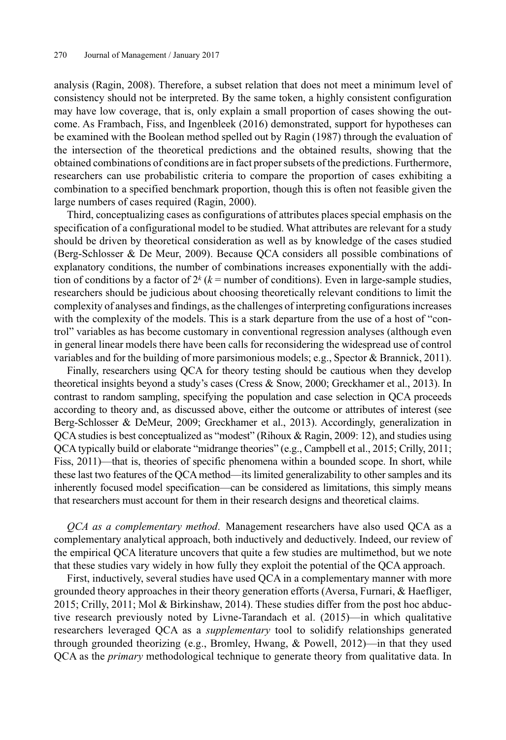analysis (Ragin, 2008). Therefore, a subset relation that does not meet a minimum level of consistency should not be interpreted. By the same token, a highly consistent configuration may have low coverage, that is, only explain a small proportion of cases showing the outcome. As Frambach, Fiss, and Ingenbleek (2016) demonstrated, support for hypotheses can be examined with the Boolean method spelled out by Ragin (1987) through the evaluation of the intersection of the theoretical predictions and the obtained results, showing that the obtained combinations of conditions are in fact proper subsets of the predictions. Furthermore, researchers can use probabilistic criteria to compare the proportion of cases exhibiting a combination to a specified benchmark proportion, though this is often not feasible given the large numbers of cases required (Ragin, 2000).

Third, conceptualizing cases as configurations of attributes places special emphasis on the specification of a configurational model to be studied. What attributes are relevant for a study should be driven by theoretical consideration as well as by knowledge of the cases studied (Berg-Schlosser & De Meur, 2009). Because QCA considers all possible combinations of explanatory conditions, the number of combinations increases exponentially with the addition of conditions by a factor of $2^k$ ($k$ = number of conditions). Even in large-sample studies, researchers should be judicious about choosing theoretically relevant conditions to limit the complexity of analyses and findings, as the challenges of interpreting configurations increases with the complexity of the models. This is a stark departure from the use of a host of "control" variables as has become customary in conventional regression analyses (although even in general linear models there have been calls for reconsidering the widespread use of control variables and for the building of more parsimonious models; e.g., Spector & Brannick, 2011).

Finally, researchers using QCA for theory testing should be cautious when they develop theoretical insights beyond a study's cases (Cress & Snow, 2000; Greckhamer et al., 2013). In contrast to random sampling, specifying the population and case selection in QCA proceeds according to theory and, as discussed above, either the outcome or attributes of interest (see Berg-Schlosser & DeMeur, 2009; Greckhamer et al., 2013). Accordingly, generalization in QCA studies is best conceptualized as "modest" (Rihoux & Ragin, 2009: 12), and studies using QCA typically build or elaborate "midrange theories" (e.g., Campbell et al., 2015; Crilly, 2011; Fiss, 2011)—that is, theories of specific phenomena within a bounded scope. In short, while these last two features of the QCA method—its limited generalizability to other samples and its inherently focused model specification—can be considered as limitations, this simply means that researchers must account for them in their research designs and theoretical claims.

*QCA as a complementary method*. Management researchers have also used QCA as a complementary analytical approach, both inductively and deductively. Indeed, our review of the empirical QCA literature uncovers that quite a few studies are multimethod, but we note that these studies vary widely in how fully they exploit the potential of the QCA approach.

First, inductively, several studies have used QCA in a complementary manner with more grounded theory approaches in their theory generation efforts (Aversa, Furnari, & Haefliger, 2015; Crilly, 2011; Mol & Birkinshaw, 2014). These studies differ from the post hoc abductive research previously noted by Livne-Tarandach et al. (2015)—in which qualitative researchers leveraged QCA as a *supplementary* tool to solidify relationships generated through grounded theorizing (e.g., Bromley, Hwang, & Powell, 2012)—in that they used QCA as the *primary* methodological technique to generate theory from qualitative data. In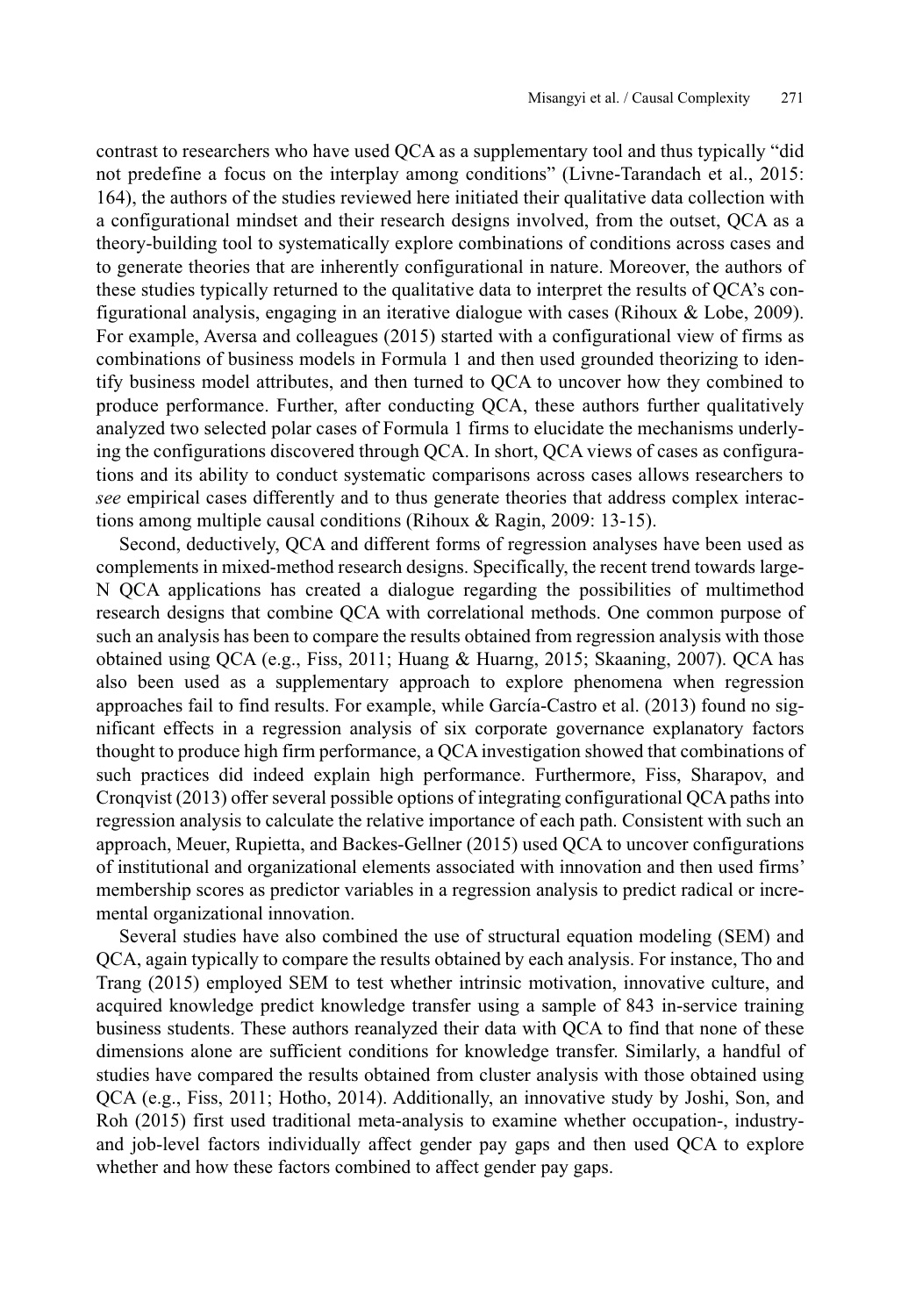contrast to researchers who have used QCA as a supplementary tool and thus typically "did not predefine a focus on the interplay among conditions" (Livne-Tarandach et al., 2015: 164), the authors of the studies reviewed here initiated their qualitative data collection with a configurational mindset and their research designs involved, from the outset, QCA as a theory-building tool to systematically explore combinations of conditions across cases and to generate theories that are inherently configurational in nature. Moreover, the authors of these studies typically returned to the qualitative data to interpret the results of QCA's configurational analysis, engaging in an iterative dialogue with cases (Rihoux & Lobe, 2009). For example, Aversa and colleagues (2015) started with a configurational view of firms as combinations of business models in Formula 1 and then used grounded theorizing to identify business model attributes, and then turned to QCA to uncover how they combined to produce performance. Further, after conducting QCA, these authors further qualitatively analyzed two selected polar cases of Formula 1 firms to elucidate the mechanisms underlying the configurations discovered through QCA. In short, QCA views of cases as configurations and its ability to conduct systematic comparisons across cases allows researchers to *see* empirical cases differently and to thus generate theories that address complex interactions among multiple causal conditions (Rihoux & Ragin, 2009: 13-15).

Second, deductively, QCA and different forms of regression analyses have been used as complements in mixed-method research designs. Specifically, the recent trend towards large-N QCA applications has created a dialogue regarding the possibilities of multimethod research designs that combine QCA with correlational methods. One common purpose of such an analysis has been to compare the results obtained from regression analysis with those obtained using QCA (e.g., Fiss, 2011; Huang & Huarng, 2015; Skaaning, 2007). QCA has also been used as a supplementary approach to explore phenomena when regression approaches fail to find results. For example, while García-Castro et al. (2013) found no significant effects in a regression analysis of six corporate governance explanatory factors thought to produce high firm performance, a QCA investigation showed that combinations of such practices did indeed explain high performance. Furthermore, Fiss, Sharapov, and Cronqvist (2013) offer several possible options of integrating configurational QCA paths into regression analysis to calculate the relative importance of each path. Consistent with such an approach, Meuer, Rupietta, and Backes-Gellner (2015) used QCA to uncover configurations of institutional and organizational elements associated with innovation and then used firms' membership scores as predictor variables in a regression analysis to predict radical or incremental organizational innovation.

Several studies have also combined the use of structural equation modeling (SEM) and QCA, again typically to compare the results obtained by each analysis. For instance, Tho and Trang (2015) employed SEM to test whether intrinsic motivation, innovative culture, and acquired knowledge predict knowledge transfer using a sample of 843 in-service training business students. These authors reanalyzed their data with QCA to find that none of these dimensions alone are sufficient conditions for knowledge transfer. Similarly, a handful of studies have compared the results obtained from cluster analysis with those obtained using QCA (e.g., Fiss, 2011; Hotho, 2014). Additionally, an innovative study by Joshi, Son, and Roh (2015) first used traditional meta-analysis to examine whether occupation-, industry- and job-level factors individually affect gender pay gaps and then used QCA to explore whether and how these factors combined to affect gender pay gaps.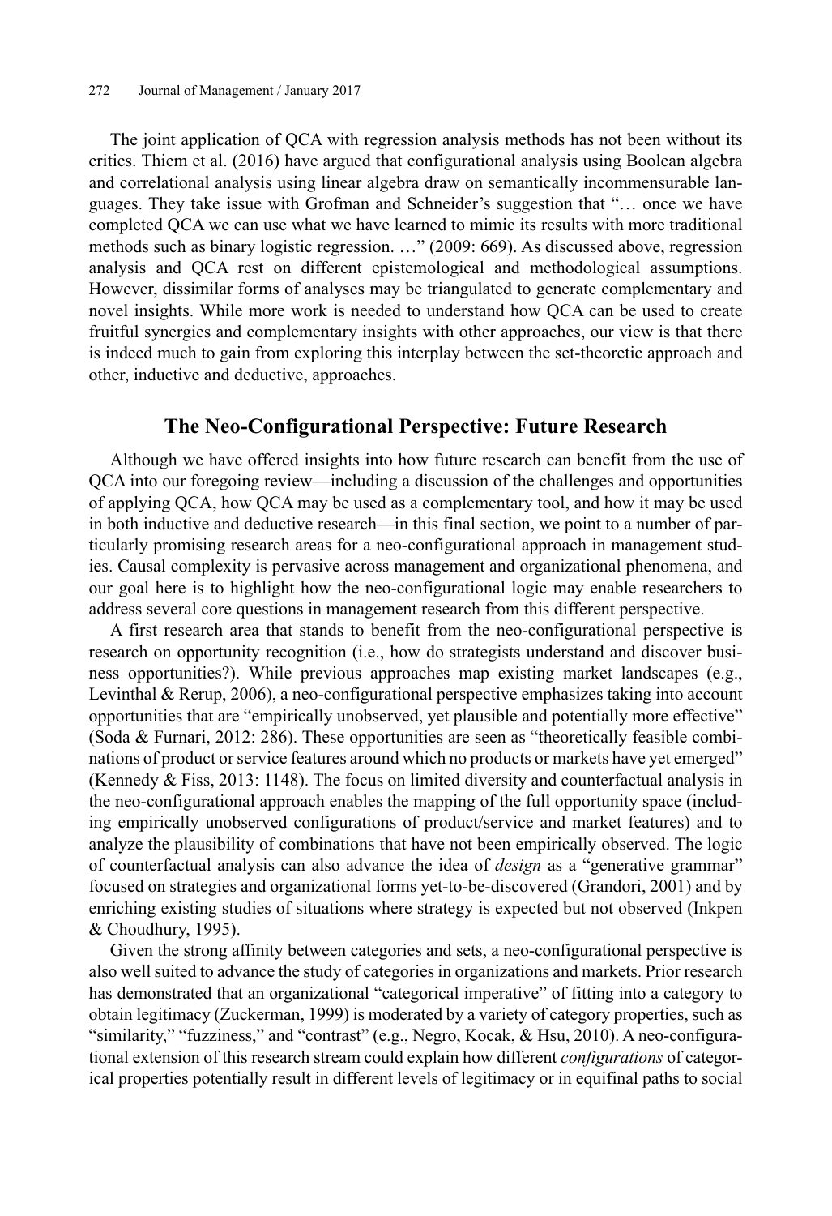The joint application of QCA with regression analysis methods has not been without its critics. Thiem et al. (2016) have argued that configurational analysis using Boolean algebra and correlational analysis using linear algebra draw on semantically incommensurable languages. They take issue with Grofman and Schneider's suggestion that "… once we have completed QCA we can use what we have learned to mimic its results with more traditional methods such as binary logistic regression. …" (2009: 669). As discussed above, regression analysis and QCA rest on different epistemological and methodological assumptions. However, dissimilar forms of analyses may be triangulated to generate complementary and novel insights. While more work is needed to understand how QCA can be used to create fruitful synergies and complementary insights with other approaches, our view is that there is indeed much to gain from exploring this interplay between the set-theoretic approach and other, inductive and deductive, approaches.

## The Neo-Configurational Perspective: Future Research

Although we have offered insights into how future research can benefit from the use of QCA into our foregoing review—including a discussion of the challenges and opportunities of applying QCA, how QCA may be used as a complementary tool, and how it may be used in both inductive and deductive research—in this final section, we point to a number of particularly promising research areas for a neo-configurational approach in management studies. Causal complexity is pervasive across management and organizational phenomena, and our goal here is to highlight how the neo-configurational logic may enable researchers to address several core questions in management research from this different perspective.

A first research area that stands to benefit from the neo-configurational perspective is research on opportunity recognition (i.e., how do strategists understand and discover business opportunities?). While previous approaches map existing market landscapes (e.g., Levinthal & Rerup, 2006), a neo-configurational perspective emphasizes taking into account opportunities that are "empirically unobserved, yet plausible and potentially more effective" (Soda & Furnari, 2012: 286). These opportunities are seen as "theoretically feasible combinations of product or service features around which no products or markets have yet emerged" (Kennedy & Fiss, 2013: 1148). The focus on limited diversity and counterfactual analysis in the neo-configurational approach enables the mapping of the full opportunity space (including empirically unobserved configurations of product/service and market features) and to analyze the plausibility of combinations that have not been empirically observed. The logic of counterfactual analysis can also advance the idea of *design* as a "generative grammar" focused on strategies and organizational forms yet-to-be-discovered (Grandori, 2001) and by enriching existing studies of situations where strategy is expected but not observed (Inkpen & Choudhury, 1995).

Given the strong affinity between categories and sets, a neo-configurational perspective is also well suited to advance the study of categories in organizations and markets. Prior research has demonstrated that an organizational "categorical imperative" of fitting into a category to obtain legitimacy (Zuckerman, 1999) is moderated by a variety of category properties, such as "similarity," "fuzziness," and "contrast" (e.g., Negro, Kocak, & Hsu, 2010). A neo-configurational extension of this research stream could explain how different *configurations* of categorical properties potentially result in different levels of legitimacy or in equifinal paths to social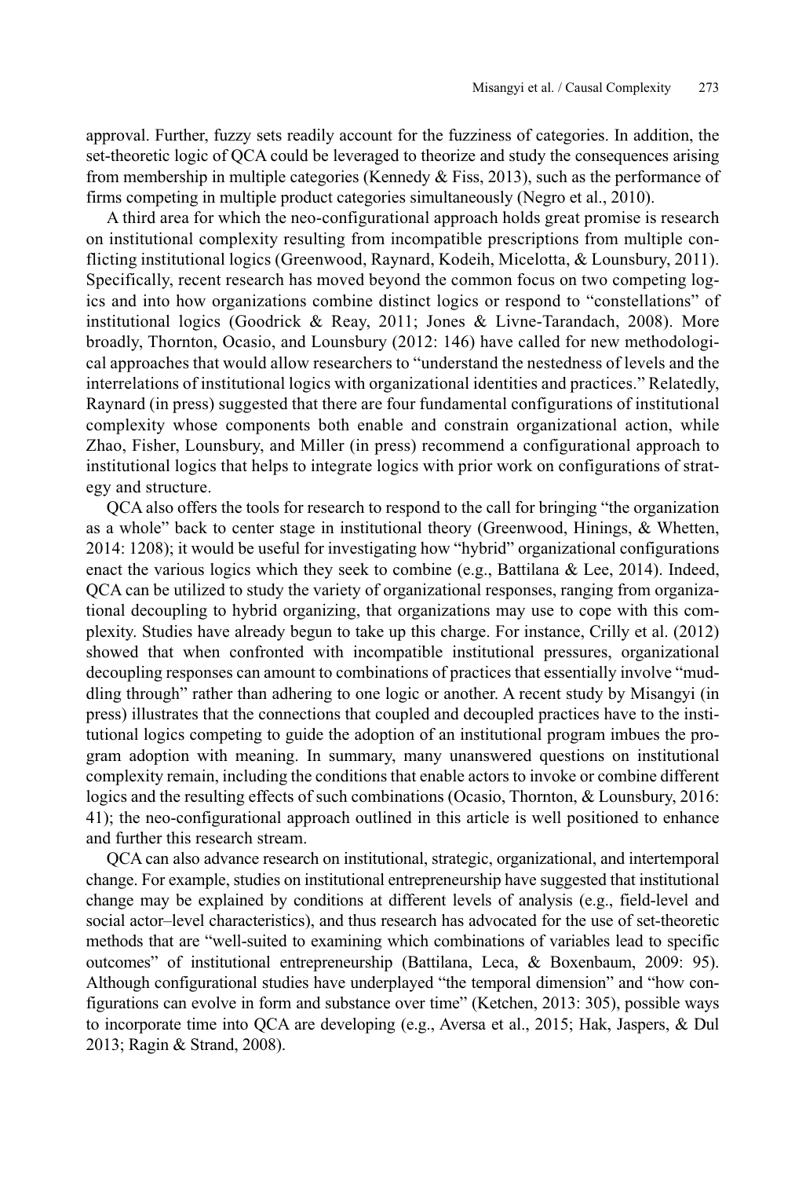approval. Further, fuzzy sets readily account for the fuzziness of categories. In addition, the set-theoretic logic of QCA could be leveraged to theorize and study the consequences arising from membership in multiple categories (Kennedy & Fiss, 2013), such as the performance of firms competing in multiple product categories simultaneously (Negro et al., 2010).

A third area for which the neo-configurational approach holds great promise is research on institutional complexity resulting from incompatible prescriptions from multiple conflicting institutional logics (Greenwood, Raynard, Kodeih, Micelotta, & Lounsbury, 2011). Specifically, recent research has moved beyond the common focus on two competing logics and into how organizations combine distinct logics or respond to "constellations" of institutional logics (Goodrick & Reay, 2011; Jones & Livne-Tarandach, 2008). More broadly, Thornton, Ocasio, and Lounsbury (2012: 146) have called for new methodological approaches that would allow researchers to "understand the nestedness of levels and the interrelations of institutional logics with organizational identities and practices." Relatedly, Raynard (in press) suggested that there are four fundamental configurations of institutional complexity whose components both enable and constrain organizational action, while Zhao, Fisher, Lounsbury, and Miller (in press) recommend a configurational approach to institutional logics that helps to integrate logics with prior work on configurations of strategy and structure.

QCA also offers the tools for research to respond to the call for bringing "the organization as a whole" back to center stage in institutional theory (Greenwood, Hinings, & Whetten, 2014: 1208); it would be useful for investigating how "hybrid" organizational configurations enact the various logics which they seek to combine (e.g., Battilana & Lee, 2014). Indeed, QCA can be utilized to study the variety of organizational responses, ranging from organizational decoupling to hybrid organizing, that organizations may use to cope with this complexity. Studies have already begun to take up this charge. For instance, Crilly et al. (2012) showed that when confronted with incompatible institutional pressures, organizational decoupling responses can amount to combinations of practices that essentially involve "muddling through" rather than adhering to one logic or another. A recent study by Misangyi (in press) illustrates that the connections that coupled and decoupled practices have to the institutional logics competing to guide the adoption of an institutional program imbues the program adoption with meaning. In summary, many unanswered questions on institutional complexity remain, including the conditions that enable actors to invoke or combine different logics and the resulting effects of such combinations (Ocasio, Thornton, & Lounsbury, 2016: 41); the neo-configurational approach outlined in this article is well positioned to enhance and further this research stream.

QCA can also advance research on institutional, strategic, organizational, and intertemporal change. For example, studies on institutional entrepreneurship have suggested that institutional change may be explained by conditions at different levels of analysis (e.g., field-level and social actor–level characteristics), and thus research has advocated for the use of set-theoretic methods that are "well-suited to examining which combinations of variables lead to specific outcomes" of institutional entrepreneurship (Battilana, Leca, & Boxenbaum, 2009: 95). Although configurational studies have underplayed "the temporal dimension" and "how configurations can evolve in form and substance over time" (Ketchen, 2013: 305), possible ways to incorporate time into QCA are developing (e.g., Aversa et al., 2015; Hak, Jaspers, & Dul 2013; Ragin & Strand, 2008).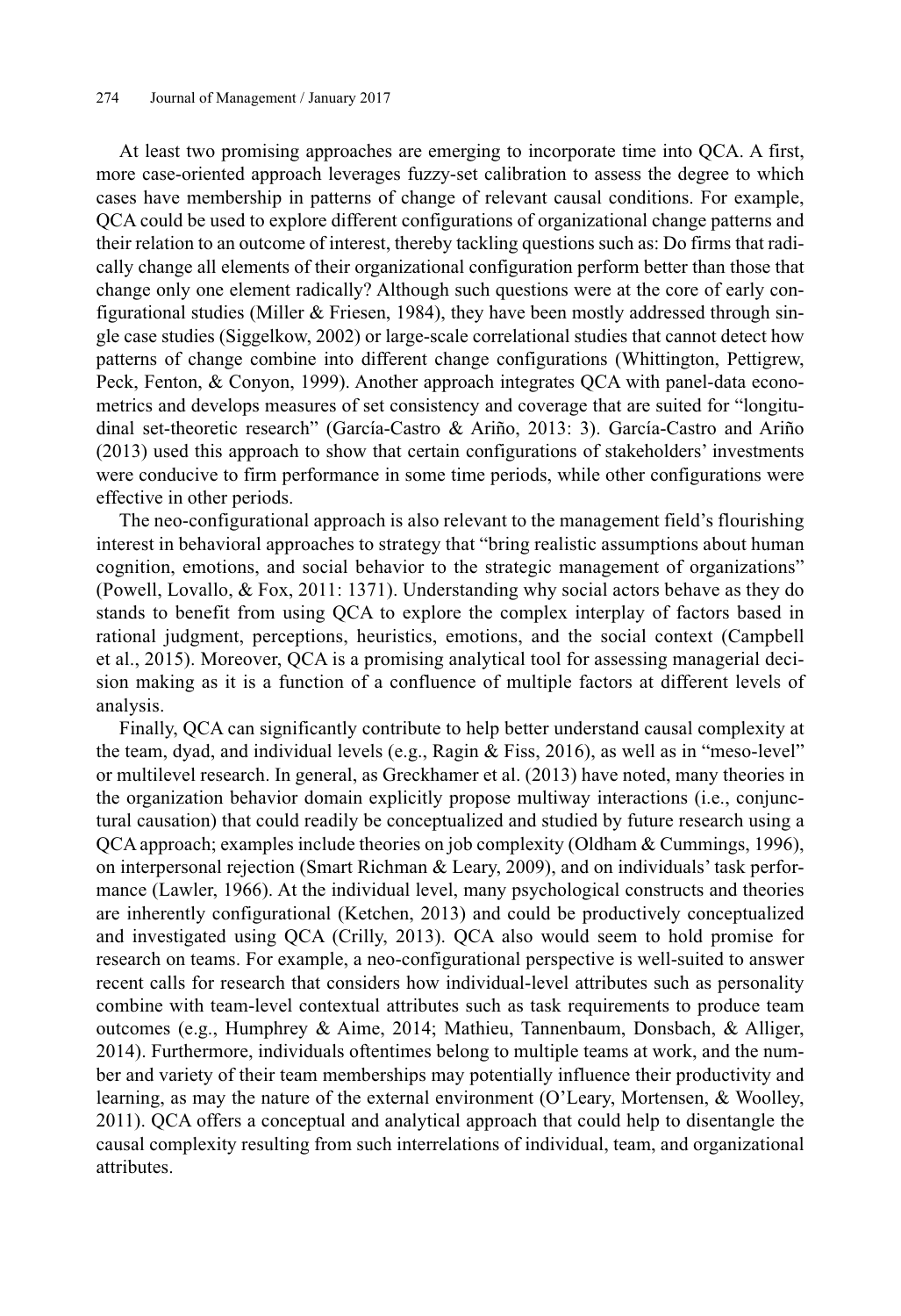At least two promising approaches are emerging to incorporate time into QCA. A first, more case-oriented approach leverages fuzzy-set calibration to assess the degree to which cases have membership in patterns of change of relevant causal conditions. For example, QCA could be used to explore different configurations of organizational change patterns and their relation to an outcome of interest, thereby tackling questions such as: Do firms that radically change all elements of their organizational configuration perform better than those that change only one element radically? Although such questions were at the core of early configurational studies (Miller & Friesen, 1984), they have been mostly addressed through single case studies (Siggelkow, 2002) or large-scale correlational studies that cannot detect how patterns of change combine into different change configurations (Whittington, Pettigrew, Peck, Fenton, & Conyon, 1999). Another approach integrates QCA with panel-data econometrics and develops measures of set consistency and coverage that are suited for "longitudinal set-theoretic research" (García-Castro & Ariño, 2013: 3). García-Castro and Ariño (2013) used this approach to show that certain configurations of stakeholders' investments were conducive to firm performance in some time periods, while other configurations were effective in other periods.

The neo-configurational approach is also relevant to the management field's flourishing interest in behavioral approaches to strategy that "bring realistic assumptions about human cognition, emotions, and social behavior to the strategic management of organizations" (Powell, Lovallo, & Fox, 2011: 1371). Understanding why social actors behave as they do stands to benefit from using QCA to explore the complex interplay of factors based in rational judgment, perceptions, heuristics, emotions, and the social context (Campbell et al., 2015). Moreover, QCA is a promising analytical tool for assessing managerial decision making as it is a function of a confluence of multiple factors at different levels of analysis.

Finally, QCA can significantly contribute to help better understand causal complexity at the team, dyad, and individual levels (e.g., Ragin & Fiss, 2016), as well as in "meso-level" or multilevel research. In general, as Greckhamer et al. (2013) have noted, many theories in the organization behavior domain explicitly propose multiway interactions (i.e., conjunctural causation) that could readily be conceptualized and studied by future research using a QCA approach; examples include theories on job complexity (Oldham & Cummings, 1996), on interpersonal rejection (Smart Richman & Leary, 2009), and on individuals' task performance (Lawler, 1966). At the individual level, many psychological constructs and theories are inherently configurational (Ketchen, 2013) and could be productively conceptualized and investigated using QCA (Crilly, 2013). QCA also would seem to hold promise for research on teams. For example, a neo-configurational perspective is well-suited to answer recent calls for research that considers how individual-level attributes such as personality combine with team-level contextual attributes such as task requirements to produce team outcomes (e.g., Humphrey & Aime, 2014; Mathieu, Tannenbaum, Donsbach, & Alliger, 2014). Furthermore, individuals oftentimes belong to multiple teams at work, and the number and variety of their team memberships may potentially influence their productivity and learning, as may the nature of the external environment (O'Leary, Mortensen, & Woolley, 2011). QCA offers a conceptual and analytical approach that could help to disentangle the causal complexity resulting from such interrelations of individual, team, and organizational attributes.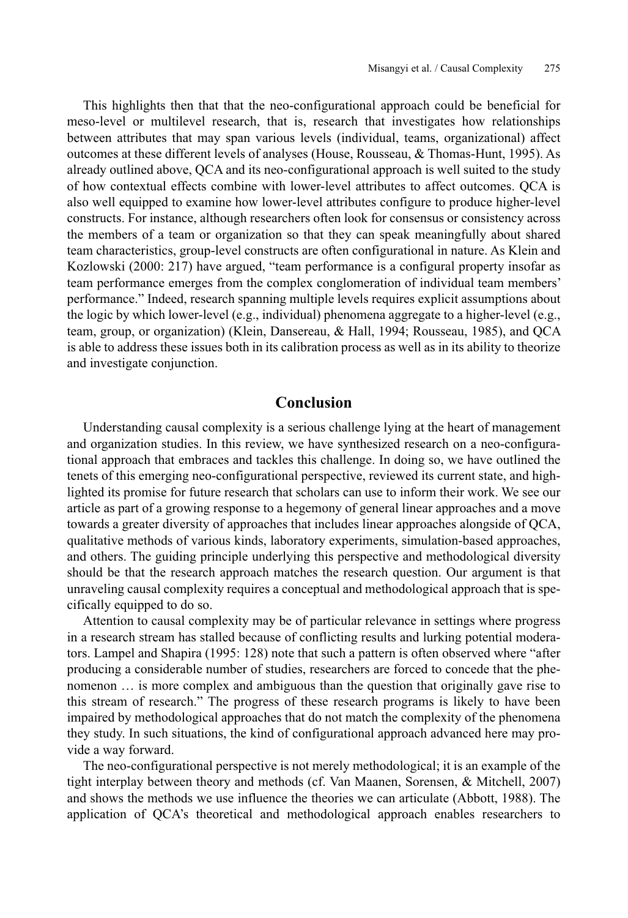This highlights then that that the neo-configurational approach could be beneficial for meso-level or multilevel research, that is, research that investigates how relationships between attributes that may span various levels (individual, teams, organizational) affect outcomes at these different levels of analyses (House, Rousseau, & Thomas-Hunt, 1995). As already outlined above, QCA and its neo-configurational approach is well suited to the study of how contextual effects combine with lower-level attributes to affect outcomes. QCA is also well equipped to examine how lower-level attributes configure to produce higher-level constructs. For instance, although researchers often look for consensus or consistency across the members of a team or organization so that they can speak meaningfully about shared team characteristics, group-level constructs are often configurational in nature. As Klein and Kozlowski (2000: 217) have argued, "team performance is a configural property insofar as team performance emerges from the complex conglomeration of individual team members' performance." Indeed, research spanning multiple levels requires explicit assumptions about the logic by which lower-level (e.g., individual) phenomena aggregate to a higher-level (e.g., team, group, or organization) (Klein, Dansereau, & Hall, 1994; Rousseau, 1985), and QCA is able to address these issues both in its calibration process as well as in its ability to theorize and investigate conjunction.

## Conclusion

Understanding causal complexity is a serious challenge lying at the heart of management and organization studies. In this review, we have synthesized research on a neo-configurational approach that embraces and tackles this challenge. In doing so, we have outlined the tenets of this emerging neo-configurational perspective, reviewed its current state, and highlighted its promise for future research that scholars can use to inform their work. We see our article as part of a growing response to a hegemony of general linear approaches and a move towards a greater diversity of approaches that includes linear approaches alongside of QCA, qualitative methods of various kinds, laboratory experiments, simulation-based approaches, and others. The guiding principle underlying this perspective and methodological diversity should be that the research approach matches the research question. Our argument is that unraveling causal complexity requires a conceptual and methodological approach that is specifically equipped to do so.

Attention to causal complexity may be of particular relevance in settings where progress in a research stream has stalled because of conflicting results and lurking potential moderators. Lampel and Shapira (1995: 128) note that such a pattern is often observed where "after producing a considerable number of studies, researchers are forced to concede that the phenomenon … is more complex and ambiguous than the question that originally gave rise to this stream of research." The progress of these research programs is likely to have been impaired by methodological approaches that do not match the complexity of the phenomena they study. In such situations, the kind of configurational approach advanced here may provide a way forward.

The neo-configurational perspective is not merely methodological; it is an example of the tight interplay between theory and methods (cf. Van Maanen, Sorensen, & Mitchell, 2007) and shows the methods we use influence the theories we can articulate (Abbott, 1988). The application of QCA's theoretical and methodological approach enables researchers to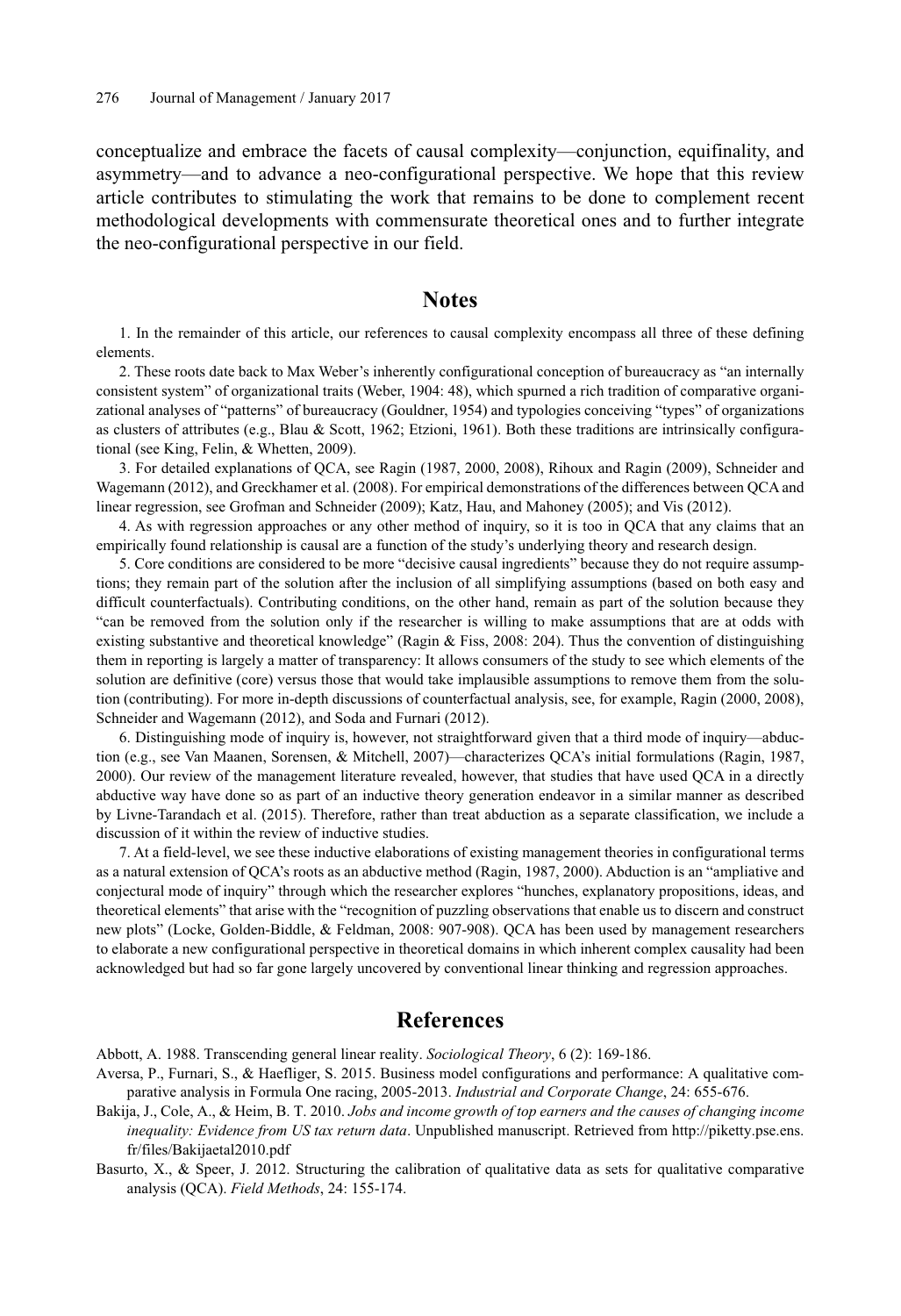conceptualize and embrace the facets of causal complexity—conjunction, equifinality, and asymmetry—and to advance a neo-configurational perspective. We hope that this review article contributes to stimulating the work that remains to be done to complement recent methodological developments with commensurate theoretical ones and to further integrate the neo-configurational perspective in our field.

## Notes

1. In the remainder of this article, our references to causal complexity encompass all three of these defining elements.

2. These roots date back to Max Weber's inherently configurational conception of bureaucracy as "an internally consistent system" of organizational traits (Weber, 1904: 48), which spurned a rich tradition of comparative organizational analyses of "patterns" of bureaucracy (Gouldner, 1954) and typologies conceiving "types" of organizations as clusters of attributes (e.g., Blau & Scott, 1962; Etzioni, 1961). Both these traditions are intrinsically configurational (see King, Felin, & Whetten, 2009).

3. For detailed explanations of QCA, see Ragin (1987, 2000, 2008), Rihoux and Ragin (2009), Schneider and Wagemann (2012), and Greckhamer et al. (2008). For empirical demonstrations of the differences between QCA and linear regression, see Grofman and Schneider (2009); Katz, Hau, and Mahoney (2005); and Vis (2012).

4. As with regression approaches or any other method of inquiry, so it is too in QCA that any claims that an empirically found relationship is causal are a function of the study's underlying theory and research design.

5. Core conditions are considered to be more "decisive causal ingredients" because they do not require assumptions; they remain part of the solution after the inclusion of all simplifying assumptions (based on both easy and difficult counterfactuals). Contributing conditions, on the other hand, remain as part of the solution because they "can be removed from the solution only if the researcher is willing to make assumptions that are at odds with existing substantive and theoretical knowledge" (Ragin & Fiss, 2008: 204). Thus the convention of distinguishing them in reporting is largely a matter of transparency: It allows consumers of the study to see which elements of the solution are definitive (core) versus those that would take implausible assumptions to remove them from the solution (contributing). For more in-depth discussions of counterfactual analysis, see, for example, Ragin (2000, 2008), Schneider and Wagemann (2012), and Soda and Furnari (2012).

6. Distinguishing mode of inquiry is, however, not straightforward given that a third mode of inquiry—abduction (e.g., see Van Maanen, Sorensen, & Mitchell, 2007)—characterizes QCA's initial formulations (Ragin, 1987, 2000). Our review of the management literature revealed, however, that studies that have used QCA in a directly abductive way have done so as part of an inductive theory generation endeavor in a similar manner as described by Livne-Tarandach et al. (2015). Therefore, rather than treat abduction as a separate classification, we include a discussion of it within the review of inductive studies.

7. At a field-level, we see these inductive elaborations of existing management theories in configurational terms as a natural extension of QCA's roots as an abductive method (Ragin, 1987, 2000). Abduction is an "ampliative and conjectural mode of inquiry" through which the researcher explores "hunches, explanatory propositions, ideas, and theoretical elements" that arise with the "recognition of puzzling observations that enable us to discern and construct new plots" (Locke, Golden-Biddle, & Feldman, 2008: 907-908). QCA has been used by management researchers to elaborate a new configurational perspective in theoretical domains in which inherent complex causality had been acknowledged but had so far gone largely uncovered by conventional linear thinking and regression approaches.

## References

Abbott, A. 1988. Transcending general linear reality. *Sociological Theory*, 6 (2): 169-186.

Aversa, P., Furnari, S., & Haefliger, S. 2015. Business model configurations and performance: A qualitative comparative analysis in Formula One racing, 2005-2013. *Industrial and Corporate Change*, 24: 655-676.

Bakija, J., Cole, A., & Heim, B. T. 2010. *Jobs and income growth of top earners and the causes of changing income inequality: Evidence from US tax return data*. Unpublished manuscript. Retrieved from http://piketty.pse.ens.fr/files/Bakijaetal2010.pdf

Basurto, X., & Speer, J. 2012. Structuring the calibration of qualitative data as sets for qualitative comparative analysis (QCA). *Field Methods*, 24: 155-174.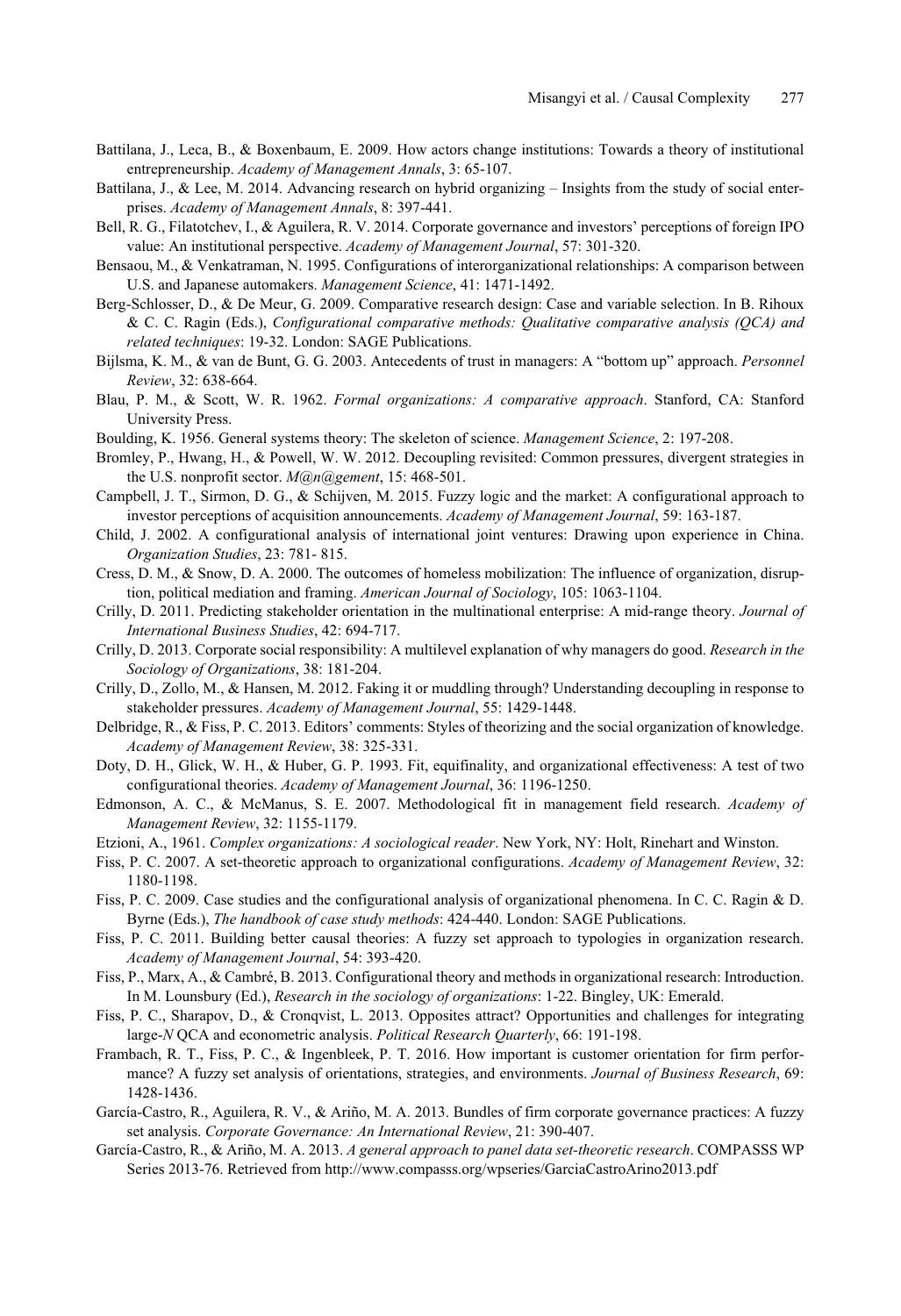Battilana, J., Leca, B., & Boxenbaum, E. 2009. How actors change institutions: Towards a theory of institutional entrepreneurship. *Academy of Management Annals*, 3: 65-107.

Battilana, J., & Lee, M. 2014. Advancing research on hybrid organizing – Insights from the study of social enterprises. *Academy of Management Annals*, 8: 397-441.

Bell, R. G., Filatotchev, I., & Aguilera, R. V. 2014. Corporate governance and investors' perceptions of foreign IPO value: An institutional perspective. *Academy of Management Journal*, 57: 301-320.

Bensaou, M., & Venkatraman, N. 1995. Configurations of interorganizational relationships: A comparison between U.S. and Japanese automakers. *Management Science*, 41: 1471-1492.

Berg-Schlosser, D., & De Meur, G. 2009. Comparative research design: Case and variable selection. In B. Rihoux & C. C. Ragin (Eds.), *Configurational comparative methods: Qualitative comparative analysis (QCA) and related techniques*: 19-32. London: SAGE Publications.

Bijlsma, K. M., & van de Bunt, G. G. 2003. Antecedents of trust in managers: A "bottom up" approach. *Personnel Review*, 32: 638-664.

Blau, P. M., & Scott, W. R. 1962. *Formal organizations: A comparative approach*. Stanford, CA: Stanford University Press.

Boulding, K. 1956. General systems theory: The skeleton of science. *Management Science*, 2: 197-208.

Bromley, P., Hwang, H., & Powell, W. W. 2012. Decoupling revisited: Common pressures, divergent strategies in the U.S. nonprofit sector. *M@n@gement*, 15: 468-501.

Campbell, J. T., Sirmon, D. G., & Schijven, M. 2015. Fuzzy logic and the market: A configurational approach to investor perceptions of acquisition announcements. *Academy of Management Journal*, 59: 163-187.

Child, J. 2002. A configurational analysis of international joint ventures: Drawing upon experience in China. *Organization Studies*, 23: 781- 815.

Cress, D. M., & Snow, D. A. 2000. The outcomes of homeless mobilization: The influence of organization, disruption, political mediation and framing. *American Journal of Sociology*, 105: 1063-1104.

Crilly, D. 2011. Predicting stakeholder orientation in the multinational enterprise: A mid-range theory. *Journal of International Business Studies*, 42: 694-717.

Crilly, D. 2013. Corporate social responsibility: A multilevel explanation of why managers do good. *Research in the Sociology of Organizations*, 38: 181-204.

Crilly, D., Zollo, M., & Hansen, M. 2012. Faking it or muddling through? Understanding decoupling in response to stakeholder pressures. *Academy of Management Journal*, 55: 1429-1448.

Delbridge, R., & Fiss, P. C. 2013. Editors' comments: Styles of theorizing and the social organization of knowledge. *Academy of Management Review*, 38: 325-331.

Doty, D. H., Glick, W. H., & Huber, G. P. 1993. Fit, equifinality, and organizational effectiveness: A test of two configurational theories. *Academy of Management Journal*, 36: 1196-1250.

Edmonson, A. C., & McManus, S. E. 2007. Methodological fit in management field research. *Academy of Management Review*, 32: 1155-1179.

Etzioni, A., 1961. *Complex organizations: A sociological reader*. New York, NY: Holt, Rinehart and Winston.

Fiss, P. C. 2007. A set-theoretic approach to organizational configurations. *Academy of Management Review*, 32: 1180-1198.

Fiss, P. C. 2009. Case studies and the configurational analysis of organizational phenomena. In C. C. Ragin & D. Byrne (Eds.), *The handbook of case study methods*: 424-440. London: SAGE Publications.

Fiss, P. C. 2011. Building better causal theories: A fuzzy set approach to typologies in organization research. *Academy of Management Journal*, 54: 393-420.

Fiss, P., Marx, A., & Cambré, B. 2013. Configurational theory and methods in organizational research: Introduction. In M. Lounsbury (Ed.), *Research in the sociology of organizations*: 1-22. Bingley, UK: Emerald.

Fiss, P. C., Sharapov, D., & Cronqvist, L. 2013. Opposites attract? Opportunities and challenges for integrating large-*N* QCA and econometric analysis. *Political Research Quarterly*, 66: 191-198.

Frambach, R. T., Fiss, P. C., & Ingenbleek, P. T. 2016. How important is customer orientation for firm performance? A fuzzy set analysis of orientations, strategies, and environments. *Journal of Business Research*, 69: 1428-1436.

García-Castro, R., Aguilera, R. V., & Ariño, M. A. 2013. Bundles of firm corporate governance practices: A fuzzy set analysis. *Corporate Governance: An International Review*, 21: 390-407.

García-Castro, R., & Ariño, M. A. 2013. *A general approach to panel data set-theoretic research*. COMPASSS WP Series 2013-76. Retrieved from http://www.compasss.org/wpseries/GarciaCastroArino2013.pdf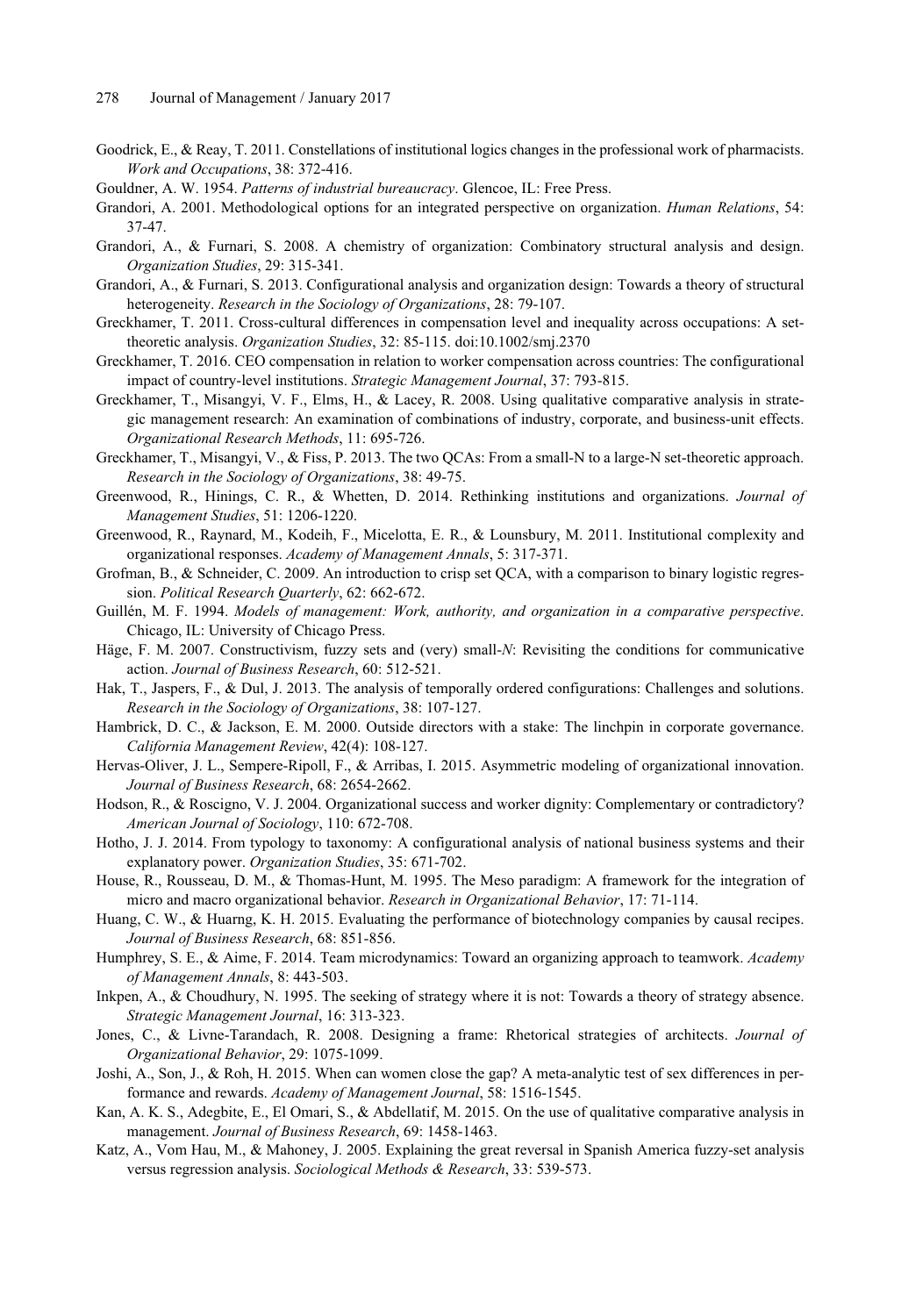Goodrick, E., & Reay, T. 2011. Constellations of institutional logics changes in the professional work of pharmacists. *Work and Occupations*, 38: 372-416.

Gouldner, A. W. 1954. *Patterns of industrial bureaucracy*. Glencoe, IL: Free Press.

Grandori, A. 2001. Methodological options for an integrated perspective on organization. *Human Relations*, 54: 37-47.

Grandori, A., & Furnari, S. 2008. A chemistry of organization: Combinatory structural analysis and design. *Organization Studies*, 29: 315-341.

Grandori, A., & Furnari, S. 2013. Configurational analysis and organization design: Towards a theory of structural heterogeneity. *Research in the Sociology of Organizations*, 28: 79-107.

Greckhamer, T. 2011. Cross-cultural differences in compensation level and inequality across occupations: A set-theoretic analysis. *Organization Studies*, 32: 85-115. doi:10.1002/smj.2370

Greckhamer, T. 2016. CEO compensation in relation to worker compensation across countries: The configurational impact of country-level institutions. *Strategic Management Journal*, 37: 793-815.

Greckhamer, T., Misangyi, V. F., Elms, H., & Lacey, R. 2008. Using qualitative comparative analysis in strategic management research: An examination of combinations of industry, corporate, and business-unit effects. *Organizational Research Methods*, 11: 695-726.

Greckhamer, T., Misangyi, V., & Fiss, P. 2013. The two QCAs: From a small-N to a large-N set-theoretic approach. *Research in the Sociology of Organizations*, 38: 49-75.

Greenwood, R., Hinings, C. R., & Whetten, D. 2014. Rethinking institutions and organizations. *Journal of Management Studies*, 51: 1206-1220.

Greenwood, R., Raynard, M., Kodeih, F., Micelotta, E. R., & Lounsbury, M. 2011. Institutional complexity and organizational responses. *Academy of Management Annals*, 5: 317-371.

Grofman, B., & Schneider, C. 2009. An introduction to crisp set QCA, with a comparison to binary logistic regression. *Political Research Quarterly*, 62: 662-672.

Guillén, M. F. 1994. *Models of management: Work, authority, and organization in a comparative perspective*. Chicago, IL: University of Chicago Press.

Häge, F. M. 2007. Constructivism, fuzzy sets and (very) small-*N*: Revisiting the conditions for communicative action. *Journal of Business Research*, 60: 512-521.

Hak, T., Jaspers, F., & Dul, J. 2013. The analysis of temporally ordered configurations: Challenges and solutions. *Research in the Sociology of Organizations*, 38: 107-127.

Hambrick, D. C., & Jackson, E. M. 2000. Outside directors with a stake: The linchpin in corporate governance. *California Management Review*, 42(4): 108-127.

Hervas-Oliver, J. L., Sempere-Ripoll, F., & Arribas, I. 2015. Asymmetric modeling of organizational innovation. *Journal of Business Research*, 68: 2654-2662.

Hodson, R., & Roscigno, V. J. 2004. Organizational success and worker dignity: Complementary or contradictory? *American Journal of Sociology*, 110: 672-708.

Hotho, J. J. 2014. From typology to taxonomy: A configurational analysis of national business systems and their explanatory power. *Organization Studies*, 35: 671-702.

House, R., Rousseau, D. M., & Thomas-Hunt, M. 1995. The Meso paradigm: A framework for the integration of micro and macro organizational behavior. *Research in Organizational Behavior*, 17: 71-114.

Huang, C. W., & Huarng, K. H. 2015. Evaluating the performance of biotechnology companies by causal recipes. *Journal of Business Research*, 68: 851-856.

Humphrey, S. E., & Aime, F. 2014. Team microdynamics: Toward an organizing approach to teamwork. *Academy of Management Annals*, 8: 443-503.

Inkpen, A., & Choudhury, N. 1995. The seeking of strategy where it is not: Towards a theory of strategy absence. *Strategic Management Journal*, 16: 313-323.

Jones, C., & Livne-Tarandach, R. 2008. Designing a frame: Rhetorical strategies of architects. *Journal of Organizational Behavior*, 29: 1075-1099.

Joshi, A., Son, J., & Roh, H. 2015. When can women close the gap? A meta-analytic test of sex differences in performance and rewards. *Academy of Management Journal*, 58: 1516-1545.

Kan, A. K. S., Adegbite, E., El Omari, S., & Abdellatif, M. 2015. On the use of qualitative comparative analysis in management. *Journal of Business Research*, 69: 1458-1463.

Katz, A., Vom Hau, M., & Mahoney, J. 2005. Explaining the great reversal in Spanish America fuzzy-set analysis versus regression analysis. *Sociological Methods & Research*, 33: 539-573.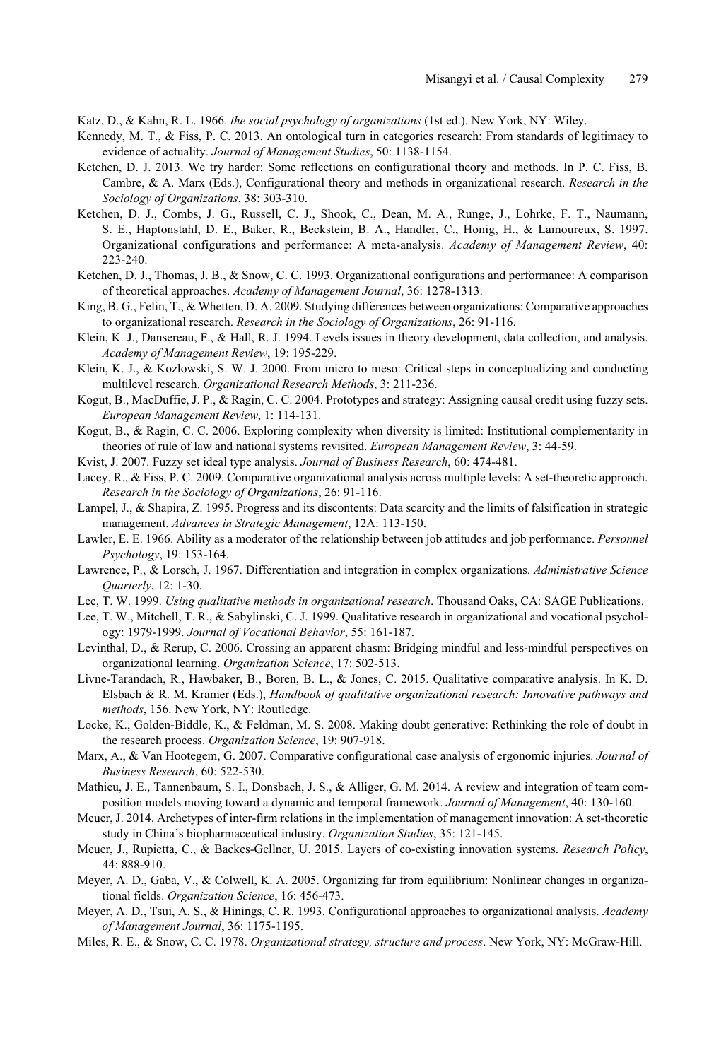Katz, D., & Kahn, R. L. 1966. *the social psychology of organizations* (1st ed.). New York, NY: Wiley.

Kennedy, M. T., & Fiss, P. C. 2013. An ontological turn in categories research: From standards of legitimacy to evidence of actuality. *Journal of Management Studies*, 50: 1138-1154.

Ketchen, D. J. 2013. We try harder: Some reflections on configurational theory and methods. In P. C. Fiss, B. Cambre, & A. Marx (Eds.), Configurational theory and methods in organizational research. *Research in the Sociology of Organizations*, 38: 303-310.

Ketchen, D. J., Combs, J. G., Russell, C. J., Shook, C., Dean, M. A., Runge, J., Lohrke, F. T., Naumann, S. E., Haptonstahl, D. E., Baker, R., Beckstein, B. A., Handler, C., Honig, H., & Lamoureux, S. 1997. Organizational configurations and performance: A meta-analysis. *Academy of Management Review*, 40: 223-240.

Ketchen, D. J., Thomas, J. B., & Snow, C. C. 1993. Organizational configurations and performance: A comparison of theoretical approaches. *Academy of Management Journal*, 36: 1278-1313.

King, B. G., Felin, T., & Whetten, D. A. 2009. Studying differences between organizations: Comparative approaches to organizational research. *Research in the Sociology of Organizations*, 26: 91-116.

Klein, K. J., Dansereau, F., & Hall, R. J. 1994. Levels issues in theory development, data collection, and analysis. *Academy of Management Review*, 19: 195-229.

Klein, K. J., & Kozlowski, S. W. J. 2000. From micro to meso: Critical steps in conceptualizing and conducting multilevel research. *Organizational Research Methods*, 3: 211-236.

Kogut, B., MacDuffie, J. P., & Ragin, C. C. 2004. Prototypes and strategy: Assigning causal credit using fuzzy sets. *European Management Review*, 1: 114-131.

Kogut, B., & Ragin, C. C. 2006. Exploring complexity when diversity is limited: Institutional complementarity in theories of rule of law and national systems revisited. *European Management Review*, 3: 44-59.

Kvist, J. 2007. Fuzzy set ideal type analysis. *Journal of Business Research*, 60: 474-481.

Lacey, R., & Fiss, P. C. 2009. Comparative organizational analysis across multiple levels: A set-theoretic approach. *Research in the Sociology of Organizations*, 26: 91-116.

Lampel, J., & Shapira, Z. 1995. Progress and its discontents: Data scarcity and the limits of falsification in strategic management. *Advances in Strategic Management*, 12A: 113-150.

Lawler, E. E. 1966. Ability as a moderator of the relationship between job attitudes and job performance. *Personnel Psychology*, 19: 153-164.

Lawrence, P., & Lorsch, J. 1967. Differentiation and integration in complex organizations. *Administrative Science Quarterly*, 12: 1-30.

Lee, T. W. 1999. *Using qualitative methods in organizational research*. Thousand Oaks, CA: SAGE Publications.

Lee, T. W., Mitchell, T. R., & Sabylinski, C. J. 1999. Qualitative research in organizational and vocational psychology: 1979-1999. *Journal of Vocational Behavior*, 55: 161-187.

Levinthal, D., & Rerup, C. 2006. Crossing an apparent chasm: Bridging mindful and less-mindful perspectives on organizational learning. *Organization Science*, 17: 502-513.

Livne-Tarandach, R., Hawbaker, B., Boren, B. L., & Jones, C. 2015. Qualitative comparative analysis. In K. D. Elsbach & R. M. Kramer (Eds.), *Handbook of qualitative organizational research: Innovative pathways and methods*, 156. New York, NY: Routledge.

Locke, K., Golden-Biddle, K., & Feldman, M. S. 2008. Making doubt generative: Rethinking the role of doubt in the research process. *Organization Science*, 19: 907-918.

Marx, A., & Van Hootegem, G. 2007. Comparative configurational case analysis of ergonomic injuries. *Journal of Business Research*, 60: 522-530.

Mathieu, J. E., Tannenbaum, S. I., Donsbach, J. S., & Alliger, G. M. 2014. A review and integration of team composition models moving toward a dynamic and temporal framework. *Journal of Management*, 40: 130-160.

Meuer, J. 2014. Archetypes of inter-firm relations in the implementation of management innovation: A set-theoretic study in China's biopharmaceutical industry. *Organization Studies*, 35: 121-145.

Meuer, J., Rupietta, C., & Backes-Gellner, U. 2015. Layers of co-existing innovation systems. *Research Policy*, 44: 888-910.

Meyer, A. D., Gaba, V., & Colwell, K. A. 2005. Organizing far from equilibrium: Nonlinear changes in organizational fields. *Organization Science*, 16: 456-473.

Meyer, A. D., Tsui, A. S., & Hinings, C. R. 1993. Configurational approaches to organizational analysis. *Academy of Management Journal*, 36: 1175-1195.

Miles, R. E., & Snow, C. C. 1978. *Organizational strategy, structure and process*. New York, NY: McGraw-Hill.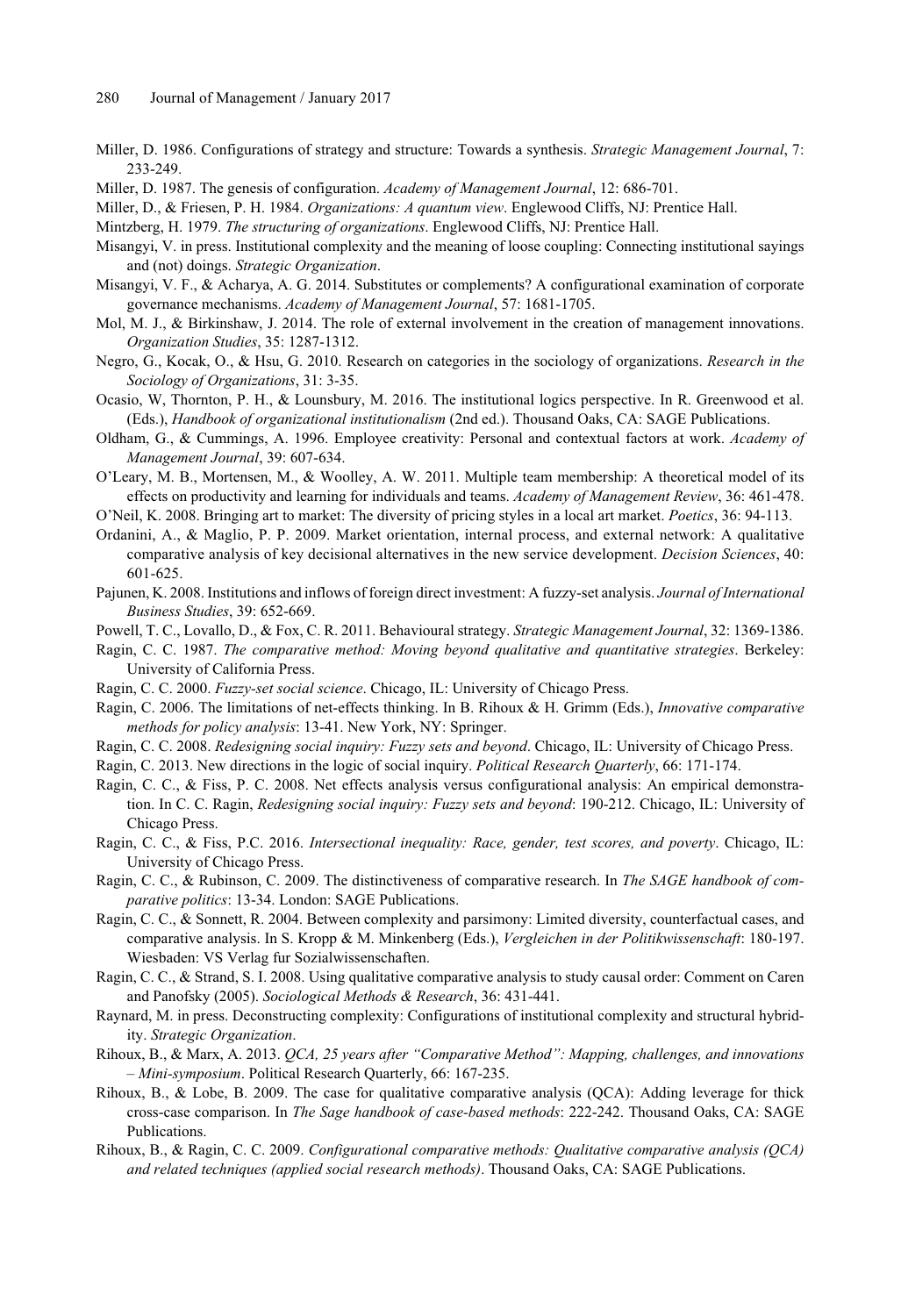Miller, D. 1986. Configurations of strategy and structure: Towards a synthesis. *Strategic Management Journal*, 7: 233-249.

Miller, D. 1987. The genesis of configuration. *Academy of Management Journal*, 12: 686-701.

Miller, D., & Friesen, P. H. 1984. *Organizations: A quantum view*. Englewood Cliffs, NJ: Prentice Hall.

Mintzberg, H. 1979. *The structuring of organizations*. Englewood Cliffs, NJ: Prentice Hall.

Misangyi, V. in press. Institutional complexity and the meaning of loose coupling: Connecting institutional sayings and (not) doings. *Strategic Organization*.

Misangyi, V. F., & Acharya, A. G. 2014. Substitutes or complements? A configurational examination of corporate governance mechanisms. *Academy of Management Journal*, 57: 1681-1705.

Mol, M. J., & Birkinshaw, J. 2014. The role of external involvement in the creation of management innovations. *Organization Studies*, 35: 1287-1312.

Negro, G., Kocak, O., & Hsu, G. 2010. Research on categories in the sociology of organizations. *Research in the Sociology of Organizations*, 31: 3-35.

Ocasio, W, Thornton, P. H., & Lounsbury, M. 2016. The institutional logics perspective. In R. Greenwood et al. (Eds.), *Handbook of organizational institutionalism* (2nd ed.). Thousand Oaks, CA: SAGE Publications.

Oldham, G., & Cummings, A. 1996. Employee creativity: Personal and contextual factors at work. *Academy of Management Journal*, 39: 607-634.

O'Leary, M. B., Mortensen, M., & Woolley, A. W. 2011. Multiple team membership: A theoretical model of its effects on productivity and learning for individuals and teams. *Academy of Management Review*, 36: 461-478.

O'Neil, K. 2008. Bringing art to market: The diversity of pricing styles in a local art market. *Poetics*, 36: 94-113.

Ordanini, A., & Maglio, P. P. 2009. Market orientation, internal process, and external network: A qualitative comparative analysis of key decisional alternatives in the new service development. *Decision Sciences*, 40: 601-625.

Pajunen, K. 2008. Institutions and inflows of foreign direct investment: A fuzzy-set analysis. *Journal of International Business Studies*, 39: 652-669.

Powell, T. C., Lovallo, D., & Fox, C. R. 2011. Behavioural strategy. *Strategic Management Journal*, 32: 1369-1386.

Ragin, C. C. 1987. *The comparative method: Moving beyond qualitative and quantitative strategies*. Berkeley: University of California Press.

Ragin, C. C. 2000. *Fuzzy-set social science*. Chicago, IL: University of Chicago Press.

Ragin, C. 2006. The limitations of net-effects thinking. In B. Rihoux & H. Grimm (Eds.), *Innovative comparative methods for policy analysis*: 13-41. New York, NY: Springer.

Ragin, C. C. 2008. *Redesigning social inquiry: Fuzzy sets and beyond*. Chicago, IL: University of Chicago Press.

Ragin, C. 2013. New directions in the logic of social inquiry. *Political Research Quarterly*, 66: 171-174.

Ragin, C. C., & Fiss, P. C. 2008. Net effects analysis versus configurational analysis: An empirical demonstration. In C. C. Ragin, *Redesigning social inquiry: Fuzzy sets and beyond*: 190-212. Chicago, IL: University of Chicago Press.

Ragin, C. C., & Fiss, P.C. 2016. *Intersectional inequality: Race, gender, test scores, and poverty*. Chicago, IL: University of Chicago Press.

Ragin, C. C., & Rubinson, C. 2009. The distinctiveness of comparative research. In *The SAGE handbook of comparative politics*: 13-34. London: SAGE Publications.

Ragin, C. C., & Sonnett, R. 2004. Between complexity and parsimony: Limited diversity, counterfactual cases, and comparative analysis. In S. Kropp & M. Minkenberg (Eds.), *Vergleichen in der Politikwissenschaft*: 180-197. Wiesbaden: VS Verlag fur Sozialwissenschaften.

Ragin, C. C., & Strand, S. I. 2008. Using qualitative comparative analysis to study causal order: Comment on Caren and Panofsky (2005). *Sociological Methods & Research*, 36: 431-441.

Raynard, M. in press. Deconstructing complexity: Configurations of institutional complexity and structural hybridity. *Strategic Organization*.

Rihoux, B., & Marx, A. 2013. *QCA, 25 years after "Comparative Method": Mapping, challenges, and innovations – Mini-symposium*. Political Research Quarterly, 66: 167-235.

Rihoux, B., & Lobe, B. 2009. The case for qualitative comparative analysis (QCA): Adding leverage for thick cross-case comparison. In *The Sage handbook of case-based methods*: 222-242. Thousand Oaks, CA: SAGE Publications.

Rihoux, B., & Ragin, C. C. 2009. *Configurational comparative methods: Qualitative comparative analysis (QCA) and related techniques (applied social research methods)*. Thousand Oaks, CA: SAGE Publications.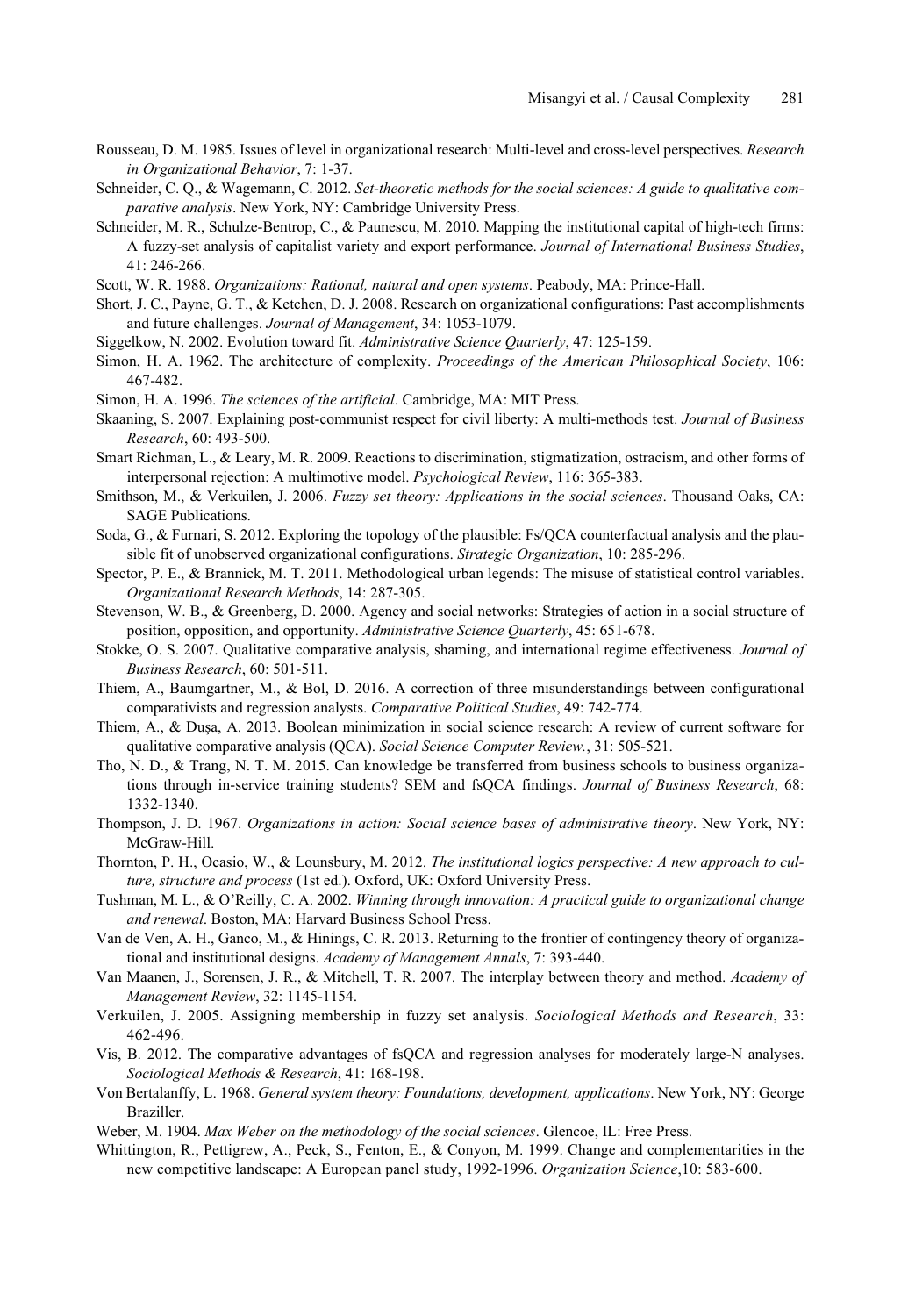Rousseau, D. M. 1985. Issues of level in organizational research: Multi-level and cross-level perspectives. *Research in Organizational Behavior*, 7: 1-37.

Schneider, C. Q., & Wagemann, C. 2012. *Set-theoretic methods for the social sciences: A guide to qualitative comparative analysis*. New York, NY: Cambridge University Press.

Schneider, M. R., Schulze-Bentrop, C., & Paunescu, M. 2010. Mapping the institutional capital of high-tech firms: A fuzzy-set analysis of capitalist variety and export performance. *Journal of International Business Studies*, 41: 246-266.

Scott, W. R. 1988. *Organizations: Rational, natural and open systems*. Peabody, MA: Prince-Hall.

Short, J. C., Payne, G. T., & Ketchen, D. J. 2008. Research on organizational configurations: Past accomplishments and future challenges. *Journal of Management*, 34: 1053-1079.

Siggelkow, N. 2002. Evolution toward fit. *Administrative Science Quarterly*, 47: 125-159.

Simon, H. A. 1962. The architecture of complexity. *Proceedings of the American Philosophical Society*, 106: 467-482.

Simon, H. A. 1996. *The sciences of the artificial*. Cambridge, MA: MIT Press.

Skaaning, S. 2007. Explaining post-communist respect for civil liberty: A multi-methods test. *Journal of Business Research*, 60: 493-500.

Smart Richman, L., & Leary, M. R. 2009. Reactions to discrimination, stigmatization, ostracism, and other forms of interpersonal rejection: A multimotive model. *Psychological Review*, 116: 365-383.

Smithson, M., & Verkuilen, J. 2006. *Fuzzy set theory: Applications in the social sciences*. Thousand Oaks, CA: SAGE Publications.

Soda, G., & Furnari, S. 2012. Exploring the topology of the plausible: Fs/QCA counterfactual analysis and the plausible fit of unobserved organizational configurations. *Strategic Organization*, 10: 285-296.

Spector, P. E., & Brannick, M. T. 2011. Methodological urban legends: The misuse of statistical control variables. *Organizational Research Methods*, 14: 287-305.

Stevenson, W. B., & Greenberg, D. 2000. Agency and social networks: Strategies of action in a social structure of position, opposition, and opportunity. *Administrative Science Quarterly*, 45: 651-678.

Stokke, O. S. 2007. Qualitative comparative analysis, shaming, and international regime effectiveness. *Journal of Business Research*, 60: 501-511.

Thiem, A., Baumgartner, M., & Bol, D. 2016. A correction of three misunderstandings between configurational comparativists and regression analysts. *Comparative Political Studies*, 49: 742-774.

Thiem, A., & Duşa, A. 2013. Boolean minimization in social science research: A review of current software for qualitative comparative analysis (QCA). *Social Science Computer Review.*, 31: 505-521.

Tho, N. D., & Trang, N. T. M. 2015. Can knowledge be transferred from business schools to business organizations through in-service training students? SEM and fsQCA findings. *Journal of Business Research*, 68: 1332-1340.

Thompson, J. D. 1967. *Organizations in action: Social science bases of administrative theory*. New York, NY: McGraw-Hill.

Thornton, P. H., Ocasio, W., & Lounsbury, M. 2012. *The institutional logics perspective: A new approach to culture, structure and process* (1st ed.). Oxford, UK: Oxford University Press.

Tushman, M. L., & O'Reilly, C. A. 2002. *Winning through innovation: A practical guide to organizational change and renewal*. Boston, MA: Harvard Business School Press.

Van de Ven, A. H., Ganco, M., & Hinings, C. R. 2013. Returning to the frontier of contingency theory of organizational and institutional designs. *Academy of Management Annals*, 7: 393-440.

Van Maanen, J., Sorensen, J. R., & Mitchell, T. R. 2007. The interplay between theory and method. *Academy of Management Review*, 32: 1145-1154.

Verkuilen, J. 2005. Assigning membership in fuzzy set analysis. *Sociological Methods and Research*, 33: 462-496.

Vis, B. 2012. The comparative advantages of fsQCA and regression analyses for moderately large-N analyses. *Sociological Methods & Research*, 41: 168-198.

Von Bertalanffy, L. 1968. *General system theory: Foundations, development, applications*. New York, NY: George Braziller.

Weber, M. 1904. *Max Weber on the methodology of the social sciences*. Glencoe, IL: Free Press.

Whittington, R., Pettigrew, A., Peck, S., Fenton, E., & Conyon, M. 1999. Change and complementarities in the new competitive landscape: A European panel study, 1992-1996. *Organization Science*,10: 583-600.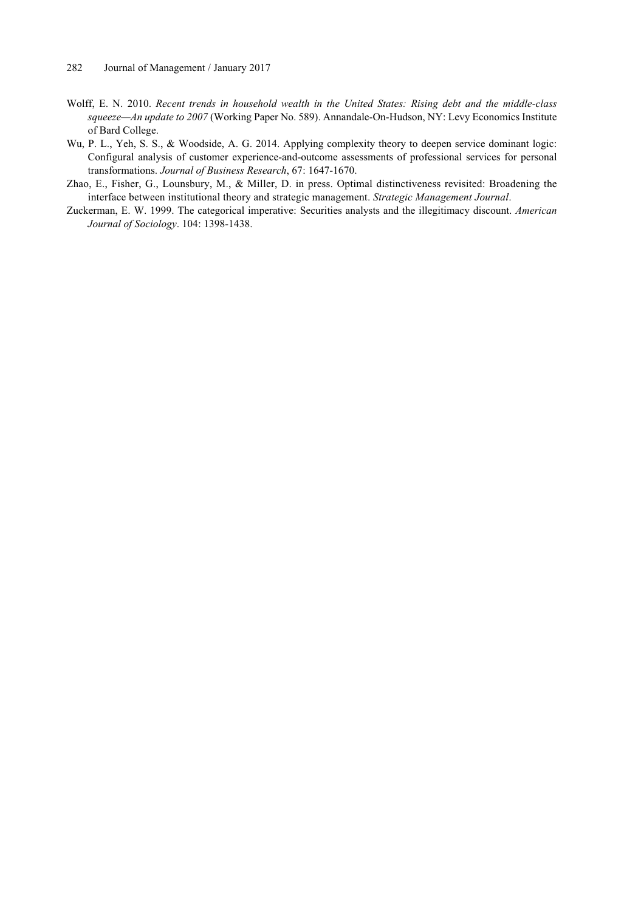Wolff, E. N. 2010. *Recent trends in household wealth in the United States: Rising debt and the middle-class squeeze—An update to 2007* (Working Paper No. 589). Annandale-On-Hudson, NY: Levy Economics Institute of Bard College.

Wu, P. L., Yeh, S. S., & Woodside, A. G. 2014. Applying complexity theory to deepen service dominant logic: Configural analysis of customer experience-and-outcome assessments of professional services for personal transformations. *Journal of Business Research*, 67: 1647-1670.

Zhao, E., Fisher, G., Lounsbury, M., & Miller, D. in press. Optimal distinctiveness revisited: Broadening the interface between institutional theory and strategic management. *Strategic Management Journal*.

Zuckerman, E. W. 1999. The categorical imperative: Securities analysts and the illegitimacy discount. *American Journal of Sociology*. 104: 1398-1438.